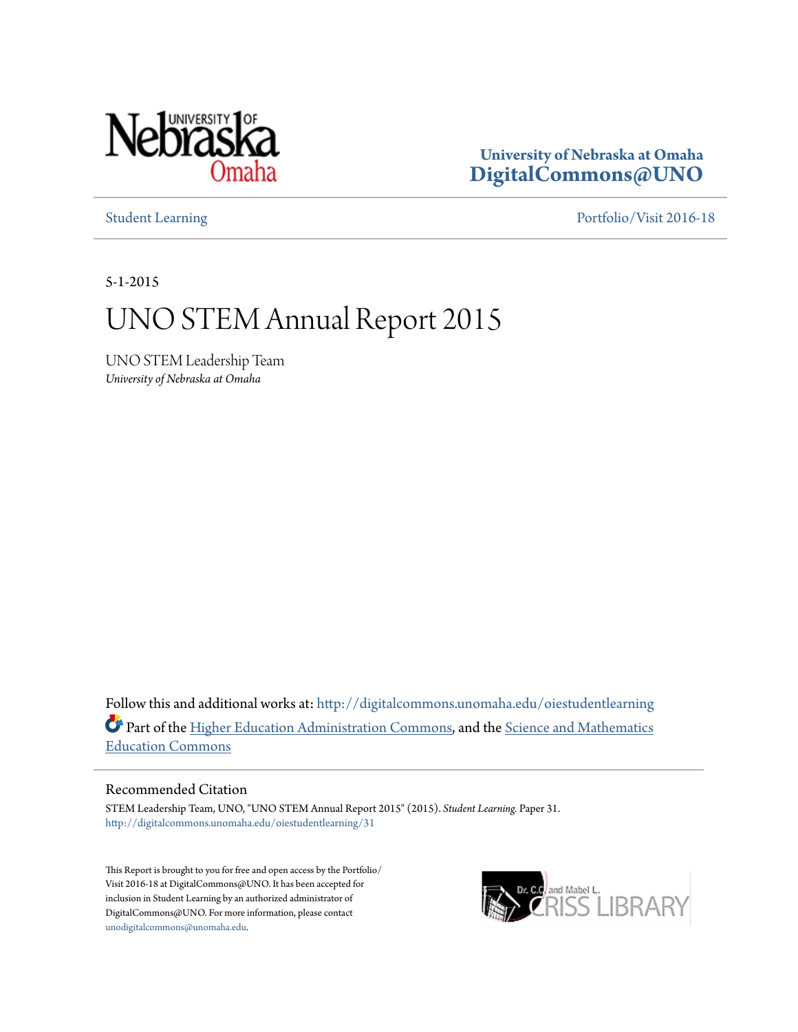University of Nebraska at Omaha
**DigitalCommons@UNO**

Student Learning | Portfolio/Visit 2016-18

5-1-2015

# UNO STEM Annual Report 2015

UNO STEM Leadership Team
*University of Nebraska at Omaha*

Follow this and additional works at: http://digitalcommons.unomaha.edu/oiestudentlearning

Part of the Higher Education Administration Commons, and the Science and Mathematics Education Commons

## Recommended Citation

STEM Leadership Team, UNO, "UNO STEM Annual Report 2015" (2015). *Student Learning.* Paper 31.
http://digitalcommons.unomaha.edu/oiestudentlearning/31

This Report is brought to you for free and open access by the Portfolio/Visit 2016-18 at DigitalCommons@UNO. It has been accepted for inclusion in Student Learning by an authorized administrator of DigitalCommons@UNO. For more information, please contact unodigitalcommons@unomaha.edu.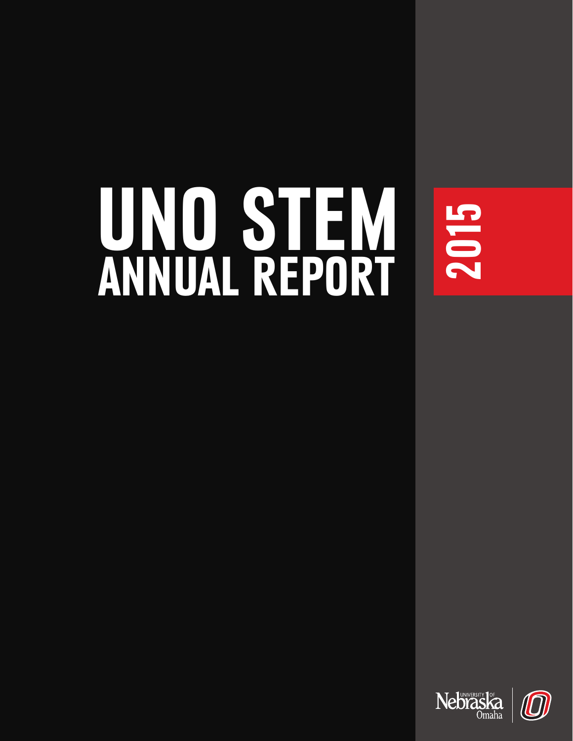# UNO STEM ANNUAL REPORT

2015

University of Nebraska Omaha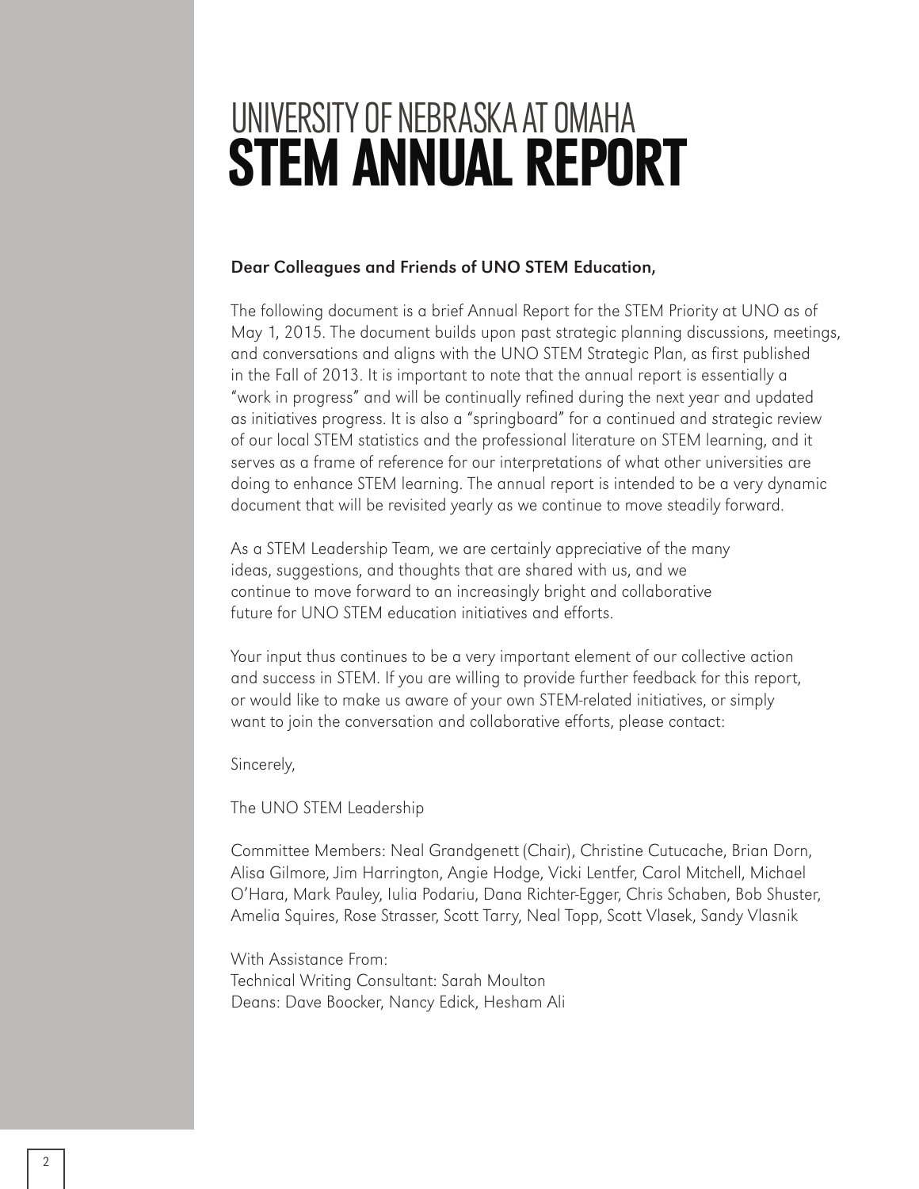# UNIVERSITY OF NEBRASKA AT OMAHA
# STEM ANNUAL REPORT

**Dear Colleagues and Friends of UNO STEM Education,**

The following document is a brief Annual Report for the STEM Priority at UNO as of May 1, 2015. The document builds upon past strategic planning discussions, meetings, and conversations and aligns with the UNO STEM Strategic Plan, as first published in the Fall of 2013. It is important to note that the annual report is essentially a "work in progress" and will be continually refined during the next year and updated as initiatives progress. It is also a "springboard" for a continued and strategic review of our local STEM statistics and the professional literature on STEM learning, and it serves as a frame of reference for our interpretations of what other universities are doing to enhance STEM learning. The annual report is intended to be a very dynamic document that will be revisited yearly as we continue to move steadily forward.

As a STEM Leadership Team, we are certainly appreciative of the many ideas, suggestions, and thoughts that are shared with us, and we continue to move forward to an increasingly bright and collaborative future for UNO STEM education initiatives and efforts.

Your input thus continues to be a very important element of our collective action and success in STEM. If you are willing to provide further feedback for this report, or would like to make us aware of your own STEM-related initiatives, or simply want to join the conversation and collaborative efforts, please contact:

Sincerely,

The UNO STEM Leadership

Committee Members: Neal Grandgenett (Chair), Christine Cutucache, Brian Dorn, Alisa Gilmore, Jim Harrington, Angie Hodge, Vicki Lentfer, Carol Mitchell, Michael O'Hara, Mark Pauley, Iulia Podariu, Dana Richter-Egger, Chris Schaben, Bob Shuster, Amelia Squires, Rose Strasser, Scott Tarry, Neal Topp, Scott Vlasek, Sandy Vlasnik

With Assistance From:
Technical Writing Consultant: Sarah Moulton
Deans: Dave Boocker, Nancy Edick, Hesham Ali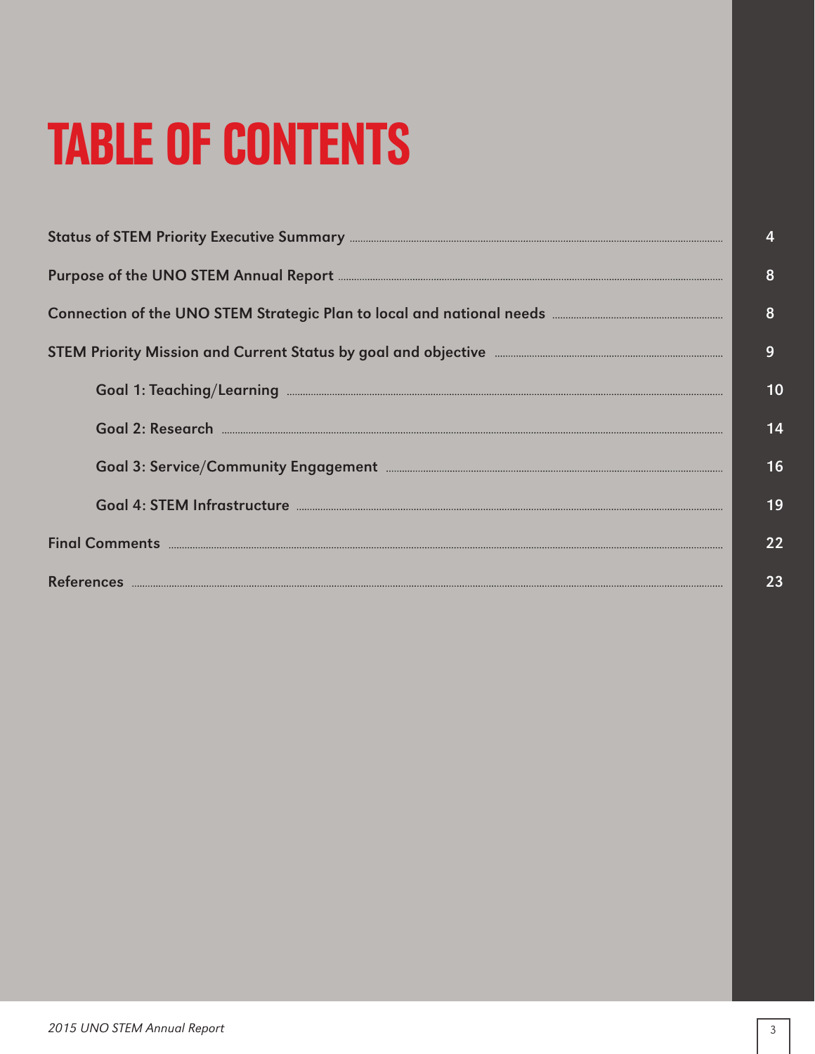# TABLE OF CONTENTS

Status of STEM Priority Executive Summary ........ 4

Purpose of the UNO STEM Annual Report ........ 8

Connection of the UNO STEM Strategic Plan to local and national needs ........ 8

STEM Priority Mission and Current Status by goal and objective ........ 9

- Goal 1: Teaching/Learning ........ 10
- Goal 2: Research ........ 14
- Goal 3: Service/Community Engagement ........ 16
- Goal 4: STEM Infrastructure ........ 19

Final Comments ........ 22

References ........ 23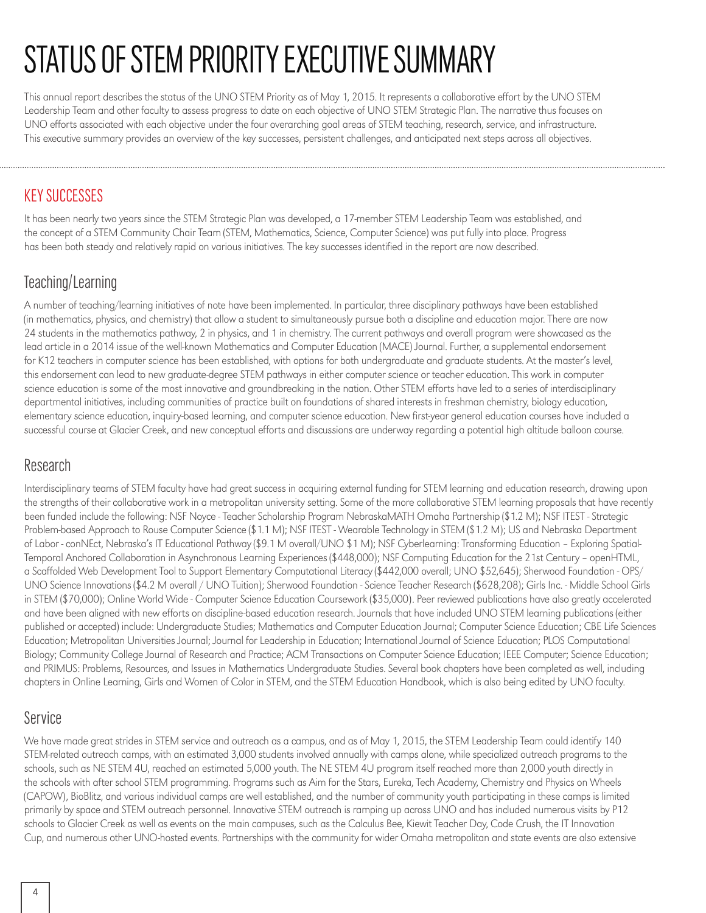# STATUS OF STEM PRIORITY EXECUTIVE SUMMARY

This annual report describes the status of the UNO STEM Priority as of May 1, 2015. It represents a collaborative effort by the UNO STEM Leadership Team and other faculty to assess progress to date on each objective of UNO STEM Strategic Plan. The narrative thus focuses on UNO efforts associated with each objective under the four overarching goal areas of STEM teaching, research, service, and infrastructure. This executive summary provides an overview of the key successes, persistent challenges, and anticipated next steps across all objectives.

## KEY SUCCESSES

It has been nearly two years since the STEM Strategic Plan was developed, a 17-member STEM Leadership Team was established, and the concept of a STEM Community Chair Team (STEM, Mathematics, Science, Computer Science) was put fully into place. Progress has been both steady and relatively rapid on various initiatives. The key successes identified in the report are now described.

### Teaching/Learning

A number of teaching/learning initiatives of note have been implemented. In particular, three disciplinary pathways have been established (in mathematics, physics, and chemistry) that allow a student to simultaneously pursue both a discipline and education major. There are now 24 students in the mathematics pathway, 2 in physics, and 1 in chemistry. The current pathways and overall program were showcased as the lead article in a 2014 issue of the well-known Mathematics and Computer Education (MACE) Journal. Further, a supplemental endorsement for K12 teachers in computer science has been established, with options for both undergraduate and graduate students. At the master's level, this endorsement can lead to new graduate-degree STEM pathways in either computer science or teacher education. This work in computer science education is some of the most innovative and groundbreaking in the nation. Other STEM efforts have led to a series of interdisciplinary departmental initiatives, including communities of practice built on foundations of shared interests in freshman chemistry, biology education, elementary science education, inquiry-based learning, and computer science education. New first-year general education courses have included a successful course at Glacier Creek, and new conceptual efforts and discussions are underway regarding a potential high altitude balloon course.

### Research

Interdisciplinary teams of STEM faculty have had great success in acquiring external funding for STEM learning and education research, drawing upon the strengths of their collaborative work in a metropolitan university setting. Some of the more collaborative STEM learning proposals that have recently been funded include the following: NSF Noyce - Teacher Scholarship Program NebraskaMATH Omaha Partnership ($1.2 M); NSF ITEST - Strategic Problem-based Approach to Rouse Computer Science ($1.1 M); NSF ITEST - Wearable Technology in STEM ($1.2 M); US and Nebraska Department of Labor - conNEct, Nebraska's IT Educational Pathway ($9.1 M overall/UNO $1 M); NSF Cyberlearning: Transforming Education – Exploring Spatial-Temporal Anchored Collaboration in Asynchronous Learning Experiences ($448,000); NSF Computing Education for the 21st Century – openHTML, a Scaffolded Web Development Tool to Support Elementary Computational Literacy ($442,000 overall; UNO $52,645); Sherwood Foundation - OPS/UNO Science Innovations ($4.2 M overall / UNO Tuition); Sherwood Foundation - Science Teacher Research ($628,208); Girls Inc. - Middle School Girls in STEM ($70,000); Online World Wide - Computer Science Education Coursework ($35,000). Peer reviewed publications have also greatly accelerated and have been aligned with new efforts on discipline-based education research. Journals that have included UNO STEM learning publications (either published or accepted) include: Undergraduate Studies; Mathematics and Computer Education Journal; Computer Science Education; CBE Life Sciences Education; Metropolitan Universities Journal; Journal for Leadership in Education; International Journal of Science Education; PLOS Computational Biology; Community College Journal of Research and Practice; ACM Transactions on Computer Science Education; IEEE Computer; Science Education; and PRIMUS: Problems, Resources, and Issues in Mathematics Undergraduate Studies. Several book chapters have been completed as well, including chapters in Online Learning, Girls and Women of Color in STEM, and the STEM Education Handbook, which is also being edited by UNO faculty.

### Service

We have made great strides in STEM service and outreach as a campus, and as of May 1, 2015, the STEM Leadership Team could identify 140 STEM-related outreach camps, with an estimated 3,000 students involved annually with camps alone, while specialized outreach programs to the schools, such as NE STEM 4U, reached an estimated 5,000 youth. The NE STEM 4U program itself reached more than 2,000 youth directly in the schools with after school STEM programming. Programs such as Aim for the Stars, Eureka, Tech Academy, Chemistry and Physics on Wheels (CAPOW), BioBlitz, and various individual camps are well established, and the number of community youth participating in these camps is limited primarily by space and STEM outreach personnel. Innovative STEM outreach is ramping up across UNO and has included numerous visits by P12 schools to Glacier Creek as well as events on the main campuses, such as the Calculus Bee, Kiewit Teacher Day, Code Crush, the IT Innovation Cup, and numerous other UNO-hosted events. Partnerships with the community for wider Omaha metropolitan and state events are also extensive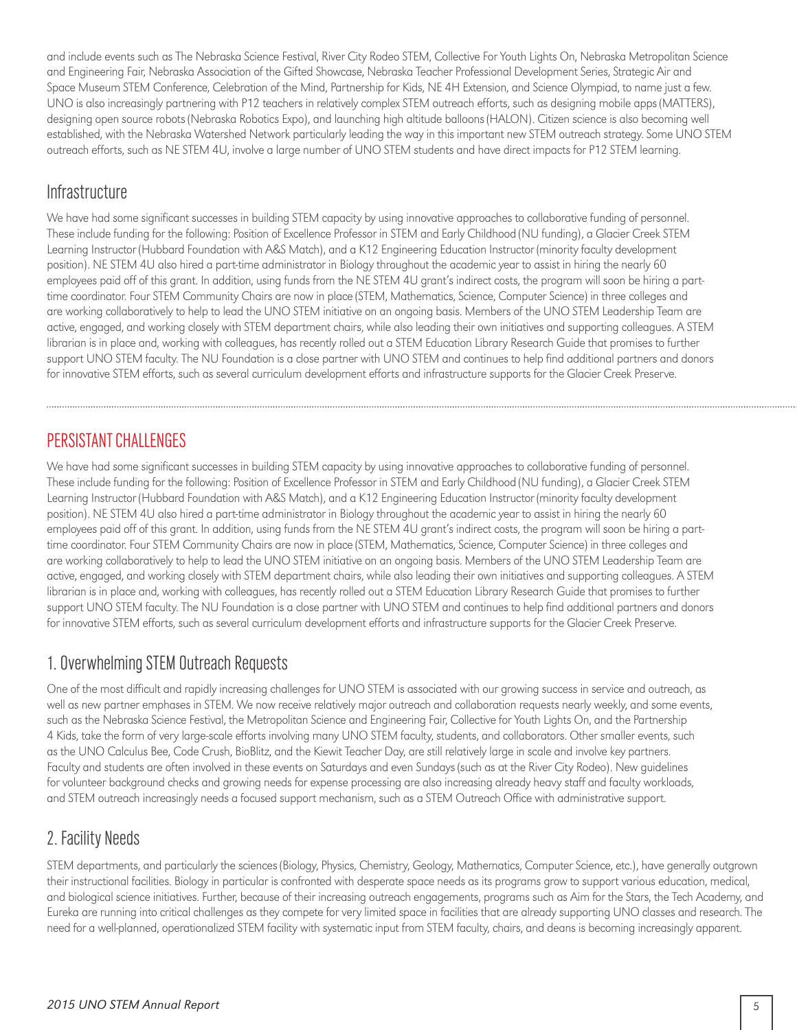and include events such as The Nebraska Science Festival, River City Rodeo STEM, Collective For Youth Lights On, Nebraska Metropolitan Science and Engineering Fair, Nebraska Association of the Gifted Showcase, Nebraska Teacher Professional Development Series, Strategic Air and Space Museum STEM Conference, Celebration of the Mind, Partnership for Kids, NE 4H Extension, and Science Olympiad, to name just a few. UNO is also increasingly partnering with P12 teachers in relatively complex STEM outreach efforts, such as designing mobile apps (MATTERS), designing open source robots (Nebraska Robotics Expo), and launching high altitude balloons (HALON). Citizen science is also becoming well established, with the Nebraska Watershed Network particularly leading the way in this important new STEM outreach strategy. Some UNO STEM outreach efforts, such as NE STEM 4U, involve a large number of UNO STEM students and have direct impacts for P12 STEM learning.

## Infrastructure

We have had some significant successes in building STEM capacity by using innovative approaches to collaborative funding of personnel. These include funding for the following: Position of Excellence Professor in STEM and Early Childhood (NU funding), a Glacier Creek STEM Learning Instructor (Hubbard Foundation with A&S Match), and a K12 Engineering Education Instructor (minority faculty development position). NE STEM 4U also hired a part-time administrator in Biology throughout the academic year to assist in hiring the nearly 60 employees paid off of this grant. In addition, using funds from the NE STEM 4U grant's indirect costs, the program will soon be hiring a part-time coordinator. Four STEM Community Chairs are now in place (STEM, Mathematics, Science, Computer Science) in three colleges and are working collaboratively to help to lead the UNO STEM initiative on an ongoing basis. Members of the UNO STEM Leadership Team are active, engaged, and working closely with STEM department chairs, while also leading their own initiatives and supporting colleagues. A STEM librarian is in place and, working with colleagues, has recently rolled out a STEM Education Library Research Guide that promises to further support UNO STEM faculty. The NU Foundation is a close partner with UNO STEM and continues to help find additional partners and donors for innovative STEM efforts, such as several curriculum development efforts and infrastructure supports for the Glacier Creek Preserve.

# PERSISTANT CHALLENGES

We have had some significant successes in building STEM capacity by using innovative approaches to collaborative funding of personnel. These include funding for the following: Position of Excellence Professor in STEM and Early Childhood (NU funding), a Glacier Creek STEM Learning Instructor (Hubbard Foundation with A&S Match), and a K12 Engineering Education Instructor (minority faculty development position). NE STEM 4U also hired a part-time administrator in Biology throughout the academic year to assist in hiring the nearly 60 employees paid off of this grant. In addition, using funds from the NE STEM 4U grant's indirect costs, the program will soon be hiring a part-time coordinator. Four STEM Community Chairs are now in place (STEM, Mathematics, Science, Computer Science) in three colleges and are working collaboratively to help to lead the UNO STEM initiative on an ongoing basis. Members of the UNO STEM Leadership Team are active, engaged, and working closely with STEM department chairs, while also leading their own initiatives and supporting colleagues. A STEM librarian is in place and, working with colleagues, has recently rolled out a STEM Education Library Research Guide that promises to further support UNO STEM faculty. The NU Foundation is a close partner with UNO STEM and continues to help find additional partners and donors for innovative STEM efforts, such as several curriculum development efforts and infrastructure supports for the Glacier Creek Preserve.

## 1. Overwhelming STEM Outreach Requests

One of the most difficult and rapidly increasing challenges for UNO STEM is associated with our growing success in service and outreach, as well as new partner emphases in STEM. We now receive relatively major outreach and collaboration requests nearly weekly, and some events, such as the Nebraska Science Festival, the Metropolitan Science and Engineering Fair, Collective for Youth Lights On, and the Partnership 4 Kids, take the form of very large-scale efforts involving many UNO STEM faculty, students, and collaborators. Other smaller events, such as the UNO Calculus Bee, Code Crush, BioBlitz, and the Kiewit Teacher Day, are still relatively large in scale and involve key partners. Faculty and students are often involved in these events on Saturdays and even Sundays (such as at the River City Rodeo). New guidelines for volunteer background checks and growing needs for expense processing are also increasing already heavy staff and faculty workloads, and STEM outreach increasingly needs a focused support mechanism, such as a STEM Outreach Office with administrative support.

## 2. Facility Needs

STEM departments, and particularly the sciences (Biology, Physics, Chemistry, Geology, Mathematics, Computer Science, etc.), have generally outgrown their instructional facilities. Biology in particular is confronted with desperate space needs as its programs grow to support various education, medical, and biological science initiatives. Further, because of their increasing outreach engagements, programs such as Aim for the Stars, the Tech Academy, and Eureka are running into critical challenges as they compete for very limited space in facilities that are already supporting UNO classes and research. The need for a well-planned, operationalized STEM facility with systematic input from STEM faculty, chairs, and deans is becoming increasingly apparent.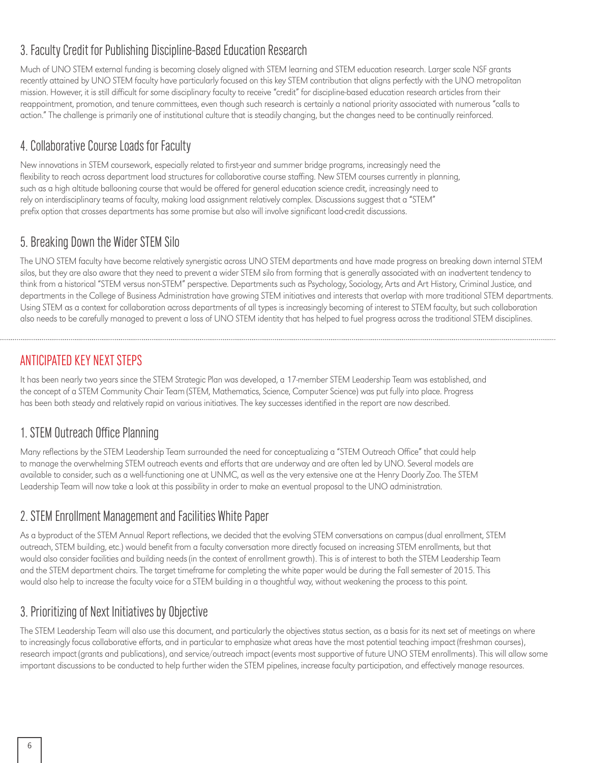### 3. Faculty Credit for Publishing Discipline-Based Education Research

Much of UNO STEM external funding is becoming closely aligned with STEM learning and STEM education research. Larger scale NSF grants recently attained by UNO STEM faculty have particularly focused on this key STEM contribution that aligns perfectly with the UNO metropolitan mission. However, it is still difficult for some disciplinary faculty to receive "credit" for discipline-based education research articles from their reappointment, promotion, and tenure committees, even though such research is certainly a national priority associated with numerous "calls to action." The challenge is primarily one of institutional culture that is steadily changing, but the changes need to be continually reinforced.

### 4. Collaborative Course Loads for Faculty

New innovations in STEM coursework, especially related to first-year and summer bridge programs, increasingly need the flexibility to reach across department load structures for collaborative course staffing. New STEM courses currently in planning, such as a high altitude ballooning course that would be offered for general education science credit, increasingly need to rely on interdisciplinary teams of faculty, making load assignment relatively complex. Discussions suggest that a "STEM" prefix option that crosses departments has some promise but also will involve significant load-credit discussions.

### 5. Breaking Down the Wider STEM Silo

The UNO STEM faculty have become relatively synergistic across UNO STEM departments and have made progress on breaking down internal STEM silos, but they are also aware that they need to prevent a wider STEM silo from forming that is generally associated with an inadvertent tendency to think from a historical "STEM versus non-STEM" perspective. Departments such as Psychology, Sociology, Arts and Art History, Criminal Justice, and departments in the College of Business Administration have growing STEM initiatives and interests that overlap with more traditional STEM departments. Using STEM as a context for collaboration across departments of all types is increasingly becoming of interest to STEM faculty, but such collaboration also needs to be carefully managed to prevent a loss of UNO STEM identity that has helped to fuel progress across the traditional STEM disciplines.

## ANTICIPATED KEY NEXT STEPS

It has been nearly two years since the STEM Strategic Plan was developed, a 17-member STEM Leadership Team was established, and the concept of a STEM Community Chair Team (STEM, Mathematics, Science, Computer Science) was put fully into place. Progress has been both steady and relatively rapid on various initiatives. The key successes identified in the report are now described.

### 1. STEM Outreach Office Planning

Many reflections by the STEM Leadership Team surrounded the need for conceptualizing a "STEM Outreach Office" that could help to manage the overwhelming STEM outreach events and efforts that are underway and are often led by UNO. Several models are available to consider, such as a well-functioning one at UNMC, as well as the very extensive one at the Henry Doorly Zoo. The STEM Leadership Team will now take a look at this possibility in order to make an eventual proposal to the UNO administration.

### 2. STEM Enrollment Management and Facilities White Paper

As a byproduct of the STEM Annual Report reflections, we decided that the evolving STEM conversations on campus (dual enrollment, STEM outreach, STEM building, etc.) would benefit from a faculty conversation more directly focused on increasing STEM enrollments, but that would also consider facilities and building needs (in the context of enrollment growth). This is of interest to both the STEM Leadership Team and the STEM department chairs. The target timeframe for completing the white paper would be during the Fall semester of 2015. This would also help to increase the faculty voice for a STEM building in a thoughtful way, without weakening the process to this point.

### 3. Prioritizing of Next Initiatives by Objective

The STEM Leadership Team will also use this document, and particularly the objectives status section, as a basis for its next set of meetings on where to increasingly focus collaborative efforts, and in particular to emphasize what areas have the most potential teaching impact (freshman courses), research impact (grants and publications), and service/outreach impact (events most supportive of future UNO STEM enrollments). This will allow some important discussions to be conducted to help further widen the STEM pipelines, increase faculty participation, and effectively manage resources.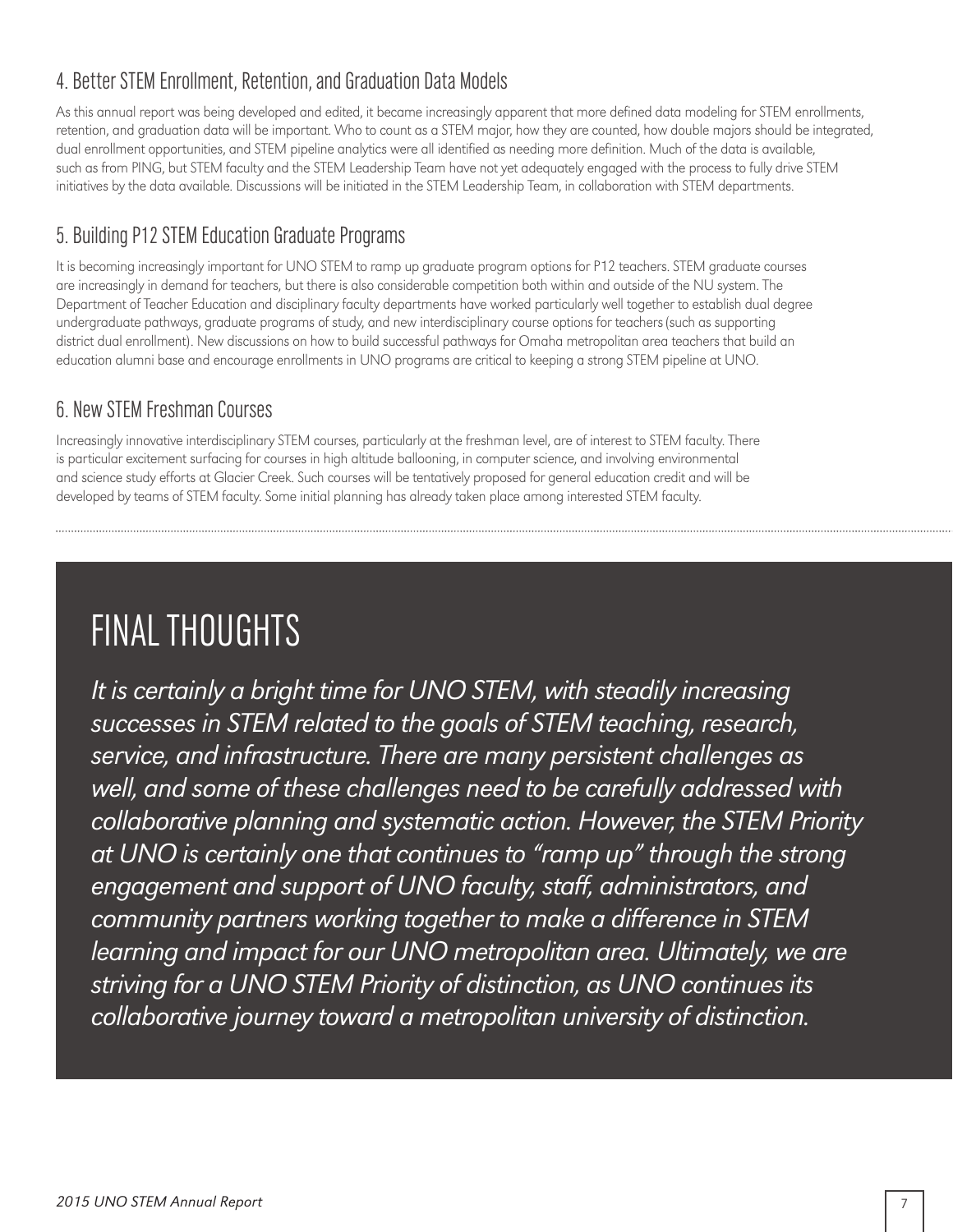### 4. Better STEM Enrollment, Retention, and Graduation Data Models

As this annual report was being developed and edited, it became increasingly apparent that more defined data modeling for STEM enrollments, retention, and graduation data will be important. Who to count as a STEM major, how they are counted, how double majors should be integrated, dual enrollment opportunities, and STEM pipeline analytics were all identified as needing more definition. Much of the data is available, such as from PING, but STEM faculty and the STEM Leadership Team have not yet adequately engaged with the process to fully drive STEM initiatives by the data available. Discussions will be initiated in the STEM Leadership Team, in collaboration with STEM departments.

### 5. Building P12 STEM Education Graduate Programs

It is becoming increasingly important for UNO STEM to ramp up graduate program options for P12 teachers. STEM graduate courses are increasingly in demand for teachers, but there is also considerable competition both within and outside of the NU system. The Department of Teacher Education and disciplinary faculty departments have worked particularly well together to establish dual degree undergraduate pathways, graduate programs of study, and new interdisciplinary course options for teachers (such as supporting district dual enrollment). New discussions on how to build successful pathways for Omaha metropolitan area teachers that build an education alumni base and encourage enrollments in UNO programs are critical to keeping a strong STEM pipeline at UNO.

### 6. New STEM Freshman Courses

Increasingly innovative interdisciplinary STEM courses, particularly at the freshman level, are of interest to STEM faculty. There is particular excitement surfacing for courses in high altitude ballooning, in computer science, and involving environmental and science study efforts at Glacier Creek. Such courses will be tentatively proposed for general education credit and will be developed by teams of STEM faculty. Some initial planning has already taken place among interested STEM faculty.

## FINAL THOUGHTS

*It is certainly a bright time for UNO STEM, with steadily increasing successes in STEM related to the goals of STEM teaching, research, service, and infrastructure. There are many persistent challenges as well, and some of these challenges need to be carefully addressed with collaborative planning and systematic action. However, the STEM Priority at UNO is certainly one that continues to "ramp up" through the strong engagement and support of UNO faculty, staff, administrators, and community partners working together to make a difference in STEM learning and impact for our UNO metropolitan area. Ultimately, we are striving for a UNO STEM Priority of distinction, as UNO continues its collaborative journey toward a metropolitan university of distinction.*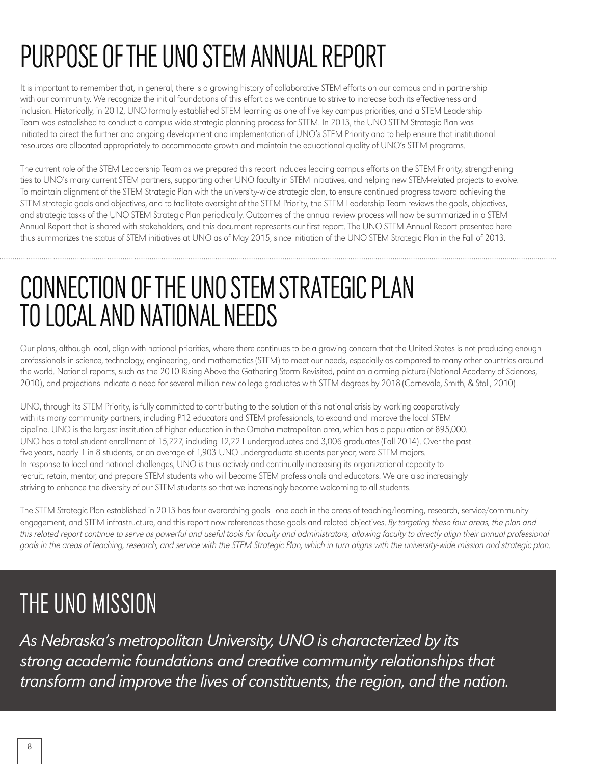# PURPOSE OF THE UNO STEM ANNUAL REPORT

It is important to remember that, in general, there is a growing history of collaborative STEM efforts on our campus and in partnership with our community. We recognize the initial foundations of this effort as we continue to strive to increase both its effectiveness and inclusion. Historically, in 2012, UNO formally established STEM learning as one of five key campus priorities, and a STEM Leadership Team was established to conduct a campus-wide strategic planning process for STEM. In 2013, the UNO STEM Strategic Plan was initiated to direct the further and ongoing development and implementation of UNO's STEM Priority and to help ensure that institutional resources are allocated appropriately to accommodate growth and maintain the educational quality of UNO's STEM programs.

The current role of the STEM Leadership Team as we prepared this report includes leading campus efforts on the STEM Priority, strengthening ties to UNO's many current STEM partners, supporting other UNO faculty in STEM initiatives, and helping new STEM-related projects to evolve. To maintain alignment of the STEM Strategic Plan with the university-wide strategic plan, to ensure continued progress toward achieving the STEM strategic goals and objectives, and to facilitate oversight of the STEM Priority, the STEM Leadership Team reviews the goals, objectives, and strategic tasks of the UNO STEM Strategic Plan periodically. Outcomes of the annual review process will now be summarized in a STEM Annual Report that is shared with stakeholders, and this document represents our first report. The UNO STEM Annual Report presented here thus summarizes the status of STEM initiatives at UNO as of May 2015, since initiation of the UNO STEM Strategic Plan in the Fall of 2013.

# CONNECTION OF THE UNO STEM STRATEGIC PLAN TO LOCAL AND NATIONAL NEEDS

Our plans, although local, align with national priorities, where there continues to be a growing concern that the United States is not producing enough professionals in science, technology, engineering, and mathematics (STEM) to meet our needs, especially as compared to many other countries around the world. National reports, such as the 2010 Rising Above the Gathering Storm Revisited, paint an alarming picture (National Academy of Sciences, 2010), and projections indicate a need for several million new college graduates with STEM degrees by 2018 (Carnevale, Smith, & Stoll, 2010).

UNO, through its STEM Priority, is fully committed to contributing to the solution of this national crisis by working cooperatively with its many community partners, including P12 educators and STEM professionals, to expand and improve the local STEM pipeline. UNO is the largest institution of higher education in the Omaha metropolitan area, which has a population of 895,000. UNO has a total student enrollment of 15,227, including 12,221 undergraduates and 3,006 graduates (Fall 2014). Over the past five years, nearly 1 in 8 students, or an average of 1,903 UNO undergraduate students per year, were STEM majors. In response to local and national challenges, UNO is thus actively and continually increasing its organizational capacity to recruit, retain, mentor, and prepare STEM students who will become STEM professionals and educators. We are also increasingly striving to enhance the diversity of our STEM students so that we increasingly become welcoming to all students.

The STEM Strategic Plan established in 2013 has four overarching goals—one each in the areas of teaching/learning, research, service/community engagement, and STEM infrastructure, and this report now references those goals and related objectives. *By targeting these four areas, the plan and this related report continue to serve as powerful and useful tools for faculty and administrators, allowing faculty to directly align their annual professional goals in the areas of teaching, research, and service with the STEM Strategic Plan, which in turn aligns with the university-wide mission and strategic plan.*

# THE UNO MISSION

*As Nebraska's metropolitan University, UNO is characterized by its strong academic foundations and creative community relationships that transform and improve the lives of constituents, the region, and the nation.*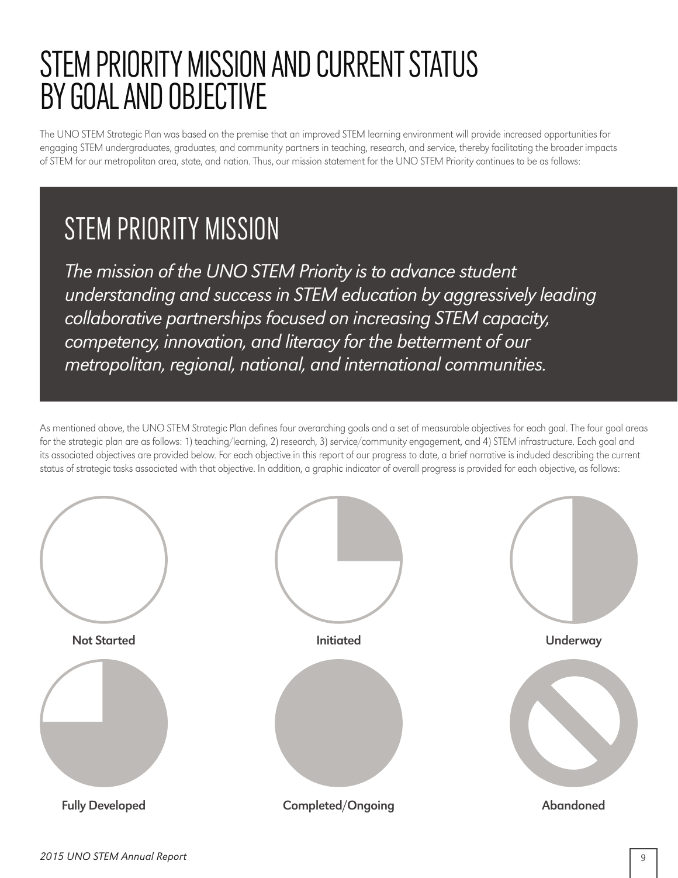# STEM PRIORITY MISSION AND CURRENT STATUS BY GOAL AND OBJECTIVE

The UNO STEM Strategic Plan was based on the premise that an improved STEM learning environment will provide increased opportunities for engaging STEM undergraduates, graduates, and community partners in teaching, research, and service, thereby facilitating the broader impacts of STEM for our metropolitan area, state, and nation. Thus, our mission statement for the UNO STEM Priority continues to be as follows:

## STEM PRIORITY MISSION

*The mission of the UNO STEM Priority is to advance student understanding and success in STEM education by aggressively leading collaborative partnerships focused on increasing STEM capacity, competency, innovation, and literacy for the betterment of our metropolitan, regional, national, and international communities.*

As mentioned above, the UNO STEM Strategic Plan defines four overarching goals and a set of measurable objectives for each goal. The four goal areas for the strategic plan are as follows: 1) teaching/learning, 2) research, 3) service/community engagement, and 4) STEM infrastructure. Each goal and its associated objectives are provided below. For each objective in this report of our progress to date, a brief narrative is included describing the current status of strategic tasks associated with that objective. In addition, a graphic indicator of overall progress is provided for each objective, as follows:

**Not Started**

**Initiated**

**Underway**

**Fully Developed**

**Completed/Ongoing**

**Abandoned**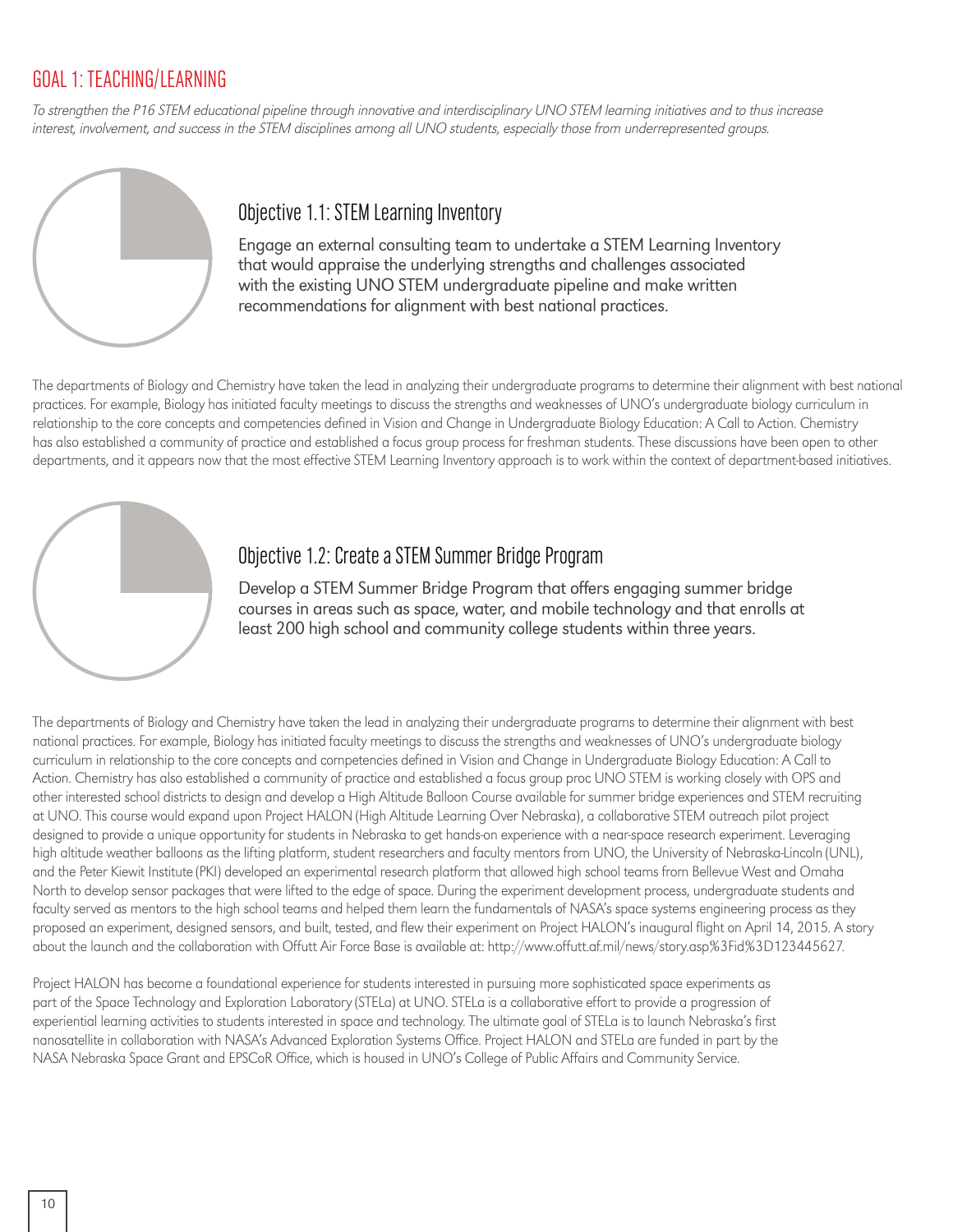## GOAL 1: TEACHING/LEARNING

*To strengthen the P16 STEM educational pipeline through innovative and interdisciplinary UNO STEM learning initiatives and to thus increase interest, involvement, and success in the STEM disciplines among all UNO students, especially those from underrepresented groups.*

### Objective 1.1: STEM Learning Inventory

Engage an external consulting team to undertake a STEM Learning Inventory that would appraise the underlying strengths and challenges associated with the existing UNO STEM undergraduate pipeline and make written recommendations for alignment with best national practices.

The departments of Biology and Chemistry have taken the lead in analyzing their undergraduate programs to determine their alignment with best national practices. For example, Biology has initiated faculty meetings to discuss the strengths and weaknesses of UNO's undergraduate biology curriculum in relationship to the core concepts and competencies defined in Vision and Change in Undergraduate Biology Education: A Call to Action. Chemistry has also established a community of practice and established a focus group process for freshman students. These discussions have been open to other departments, and it appears now that the most effective STEM Learning Inventory approach is to work within the context of department-based initiatives.

### Objective 1.2: Create a STEM Summer Bridge Program

Develop a STEM Summer Bridge Program that offers engaging summer bridge courses in areas such as space, water, and mobile technology and that enrolls at least 200 high school and community college students within three years.

The departments of Biology and Chemistry have taken the lead in analyzing their undergraduate programs to determine their alignment with best national practices. For example, Biology has initiated faculty meetings to discuss the strengths and weaknesses of UNO's undergraduate biology curriculum in relationship to the core concepts and competencies defined in Vision and Change in Undergraduate Biology Education: A Call to Action. Chemistry has also established a community of practice and established a focus group proc UNO STEM is working closely with OPS and other interested school districts to design and develop a High Altitude Balloon Course available for summer bridge experiences and STEM recruiting at UNO. This course would expand upon Project HALON (High Altitude Learning Over Nebraska), a collaborative STEM outreach pilot project designed to provide a unique opportunity for students in Nebraska to get hands-on experience with a near-space research experiment. Leveraging high altitude weather balloons as the lifting platform, student researchers and faculty mentors from UNO, the University of Nebraska-Lincoln (UNL), and the Peter Kiewit Institute (PKI) developed an experimental research platform that allowed high school teams from Bellevue West and Omaha North to develop sensor packages that were lifted to the edge of space. During the experiment development process, undergraduate students and faculty served as mentors to the high school teams and helped them learn the fundamentals of NASA's space systems engineering process as they proposed an experiment, designed sensors, and built, tested, and flew their experiment on Project HALON's inaugural flight on April 14, 2015. A story about the launch and the collaboration with Offutt Air Force Base is available at: http://www.offutt.af.mil/news/story.asp%3Fid%3D123445627.

Project HALON has become a foundational experience for students interested in pursuing more sophisticated space experiments as part of the Space Technology and Exploration Laboratory (STELa) at UNO. STELa is a collaborative effort to provide a progression of experiential learning activities to students interested in space and technology. The ultimate goal of STELa is to launch Nebraska's first nanosatellite in collaboration with NASA's Advanced Exploration Systems Office. Project HALON and STELa are funded in part by the NASA Nebraska Space Grant and EPSCoR Office, which is housed in UNO's College of Public Affairs and Community Service.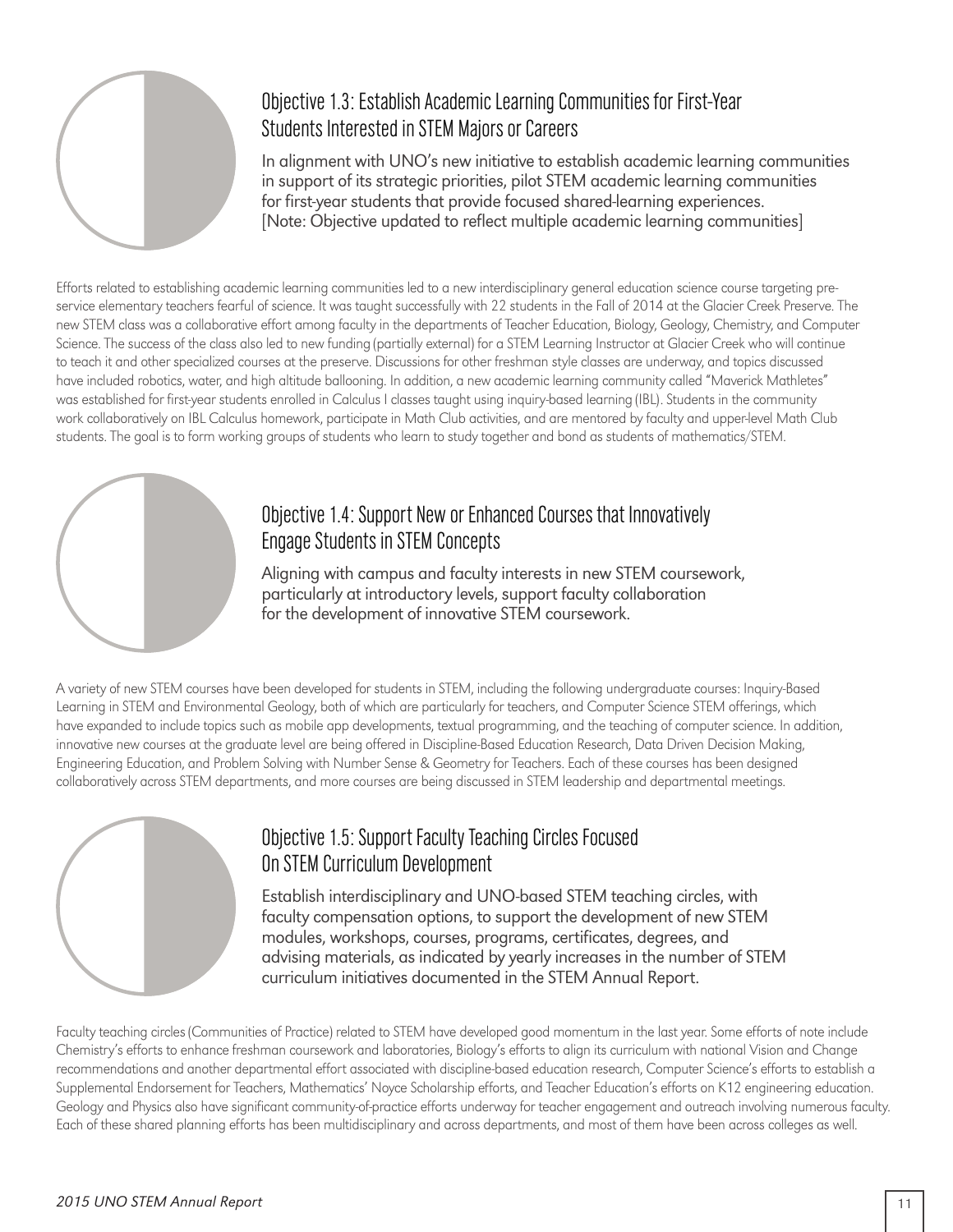## Objective 1.3: Establish Academic Learning Communities for First-Year Students Interested in STEM Majors or Careers

In alignment with UNO's new initiative to establish academic learning communities in support of its strategic priorities, pilot STEM academic learning communities for first-year students that provide focused shared-learning experiences. [Note: Objective updated to reflect multiple academic learning communities]

Efforts related to establishing academic learning communities led to a new interdisciplinary general education science course targeting pre-service elementary teachers fearful of science. It was taught successfully with 22 students in the Fall of 2014 at the Glacier Creek Preserve. The new STEM class was a collaborative effort among faculty in the departments of Teacher Education, Biology, Geology, Chemistry, and Computer Science. The success of the class also led to new funding (partially external) for a STEM Learning Instructor at Glacier Creek who will continue to teach it and other specialized courses at the preserve. Discussions for other freshman style classes are underway, and topics discussed have included robotics, water, and high altitude ballooning. In addition, a new academic learning community called "Maverick Mathletes" was established for first-year students enrolled in Calculus I classes taught using inquiry-based learning (IBL). Students in the community work collaboratively on IBL Calculus homework, participate in Math Club activities, and are mentored by faculty and upper-level Math Club students. The goal is to form working groups of students who learn to study together and bond as students of mathematics/STEM.

## Objective 1.4: Support New or Enhanced Courses that Innovatively Engage Students in STEM Concepts

Aligning with campus and faculty interests in new STEM coursework, particularly at introductory levels, support faculty collaboration for the development of innovative STEM coursework.

A variety of new STEM courses have been developed for students in STEM, including the following undergraduate courses: Inquiry-Based Learning in STEM and Environmental Geology, both of which are particularly for teachers, and Computer Science STEM offerings, which have expanded to include topics such as mobile app developments, textual programming, and the teaching of computer science. In addition, innovative new courses at the graduate level are being offered in Discipline-Based Education Research, Data Driven Decision Making, Engineering Education, and Problem Solving with Number Sense & Geometry for Teachers. Each of these courses has been designed collaboratively across STEM departments, and more courses are being discussed in STEM leadership and departmental meetings.

## Objective 1.5: Support Faculty Teaching Circles Focused On STEM Curriculum Development

Establish interdisciplinary and UNO-based STEM teaching circles, with faculty compensation options, to support the development of new STEM modules, workshops, courses, programs, certificates, degrees, and advising materials, as indicated by yearly increases in the number of STEM curriculum initiatives documented in the STEM Annual Report.

Faculty teaching circles (Communities of Practice) related to STEM have developed good momentum in the last year. Some efforts of note include Chemistry's efforts to enhance freshman coursework and laboratories, Biology's efforts to align its curriculum with national Vision and Change recommendations and another departmental effort associated with discipline-based education research, Computer Science's efforts to establish a Supplemental Endorsement for Teachers, Mathematics' Noyce Scholarship efforts, and Teacher Education's efforts on K12 engineering education. Geology and Physics also have significant community-of-practice efforts underway for teacher engagement and outreach involving numerous faculty. Each of these shared planning efforts has been multidisciplinary and across departments, and most of them have been across colleges as well.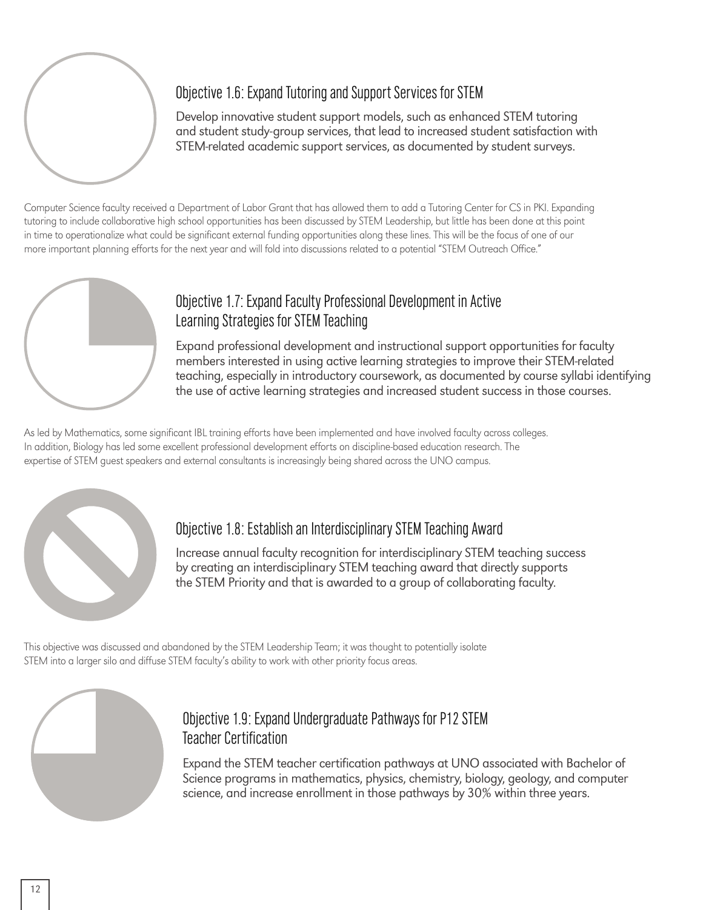### Objective 1.6: Expand Tutoring and Support Services for STEM

Develop innovative student support models, such as enhanced STEM tutoring and student study-group services, that lead to increased student satisfaction with STEM-related academic support services, as documented by student surveys.

Computer Science faculty received a Department of Labor Grant that has allowed them to add a Tutoring Center for CS in PKI. Expanding tutoring to include collaborative high school opportunities has been discussed by STEM Leadership, but little has been done at this point in time to operationalize what could be significant external funding opportunities along these lines. This will be the focus of one of our more important planning efforts for the next year and will fold into discussions related to a potential "STEM Outreach Office."

### Objective 1.7: Expand Faculty Professional Development in Active Learning Strategies for STEM Teaching

Expand professional development and instructional support opportunities for faculty members interested in using active learning strategies to improve their STEM-related teaching, especially in introductory coursework, as documented by course syllabi identifying the use of active learning strategies and increased student success in those courses.

As led by Mathematics, some significant IBL training efforts have been implemented and have involved faculty across colleges. In addition, Biology has led some excellent professional development efforts on discipline-based education research. The expertise of STEM guest speakers and external consultants is increasingly being shared across the UNO campus.

### Objective 1.8: Establish an Interdisciplinary STEM Teaching Award

Increase annual faculty recognition for interdisciplinary STEM teaching success by creating an interdisciplinary STEM teaching award that directly supports the STEM Priority and that is awarded to a group of collaborating faculty.

This objective was discussed and abandoned by the STEM Leadership Team; it was thought to potentially isolate STEM into a larger silo and diffuse STEM faculty's ability to work with other priority focus areas.

### Objective 1.9: Expand Undergraduate Pathways for P12 STEM Teacher Certification

Expand the STEM teacher certification pathways at UNO associated with Bachelor of Science programs in mathematics, physics, chemistry, biology, geology, and computer science, and increase enrollment in those pathways by 30% within three years.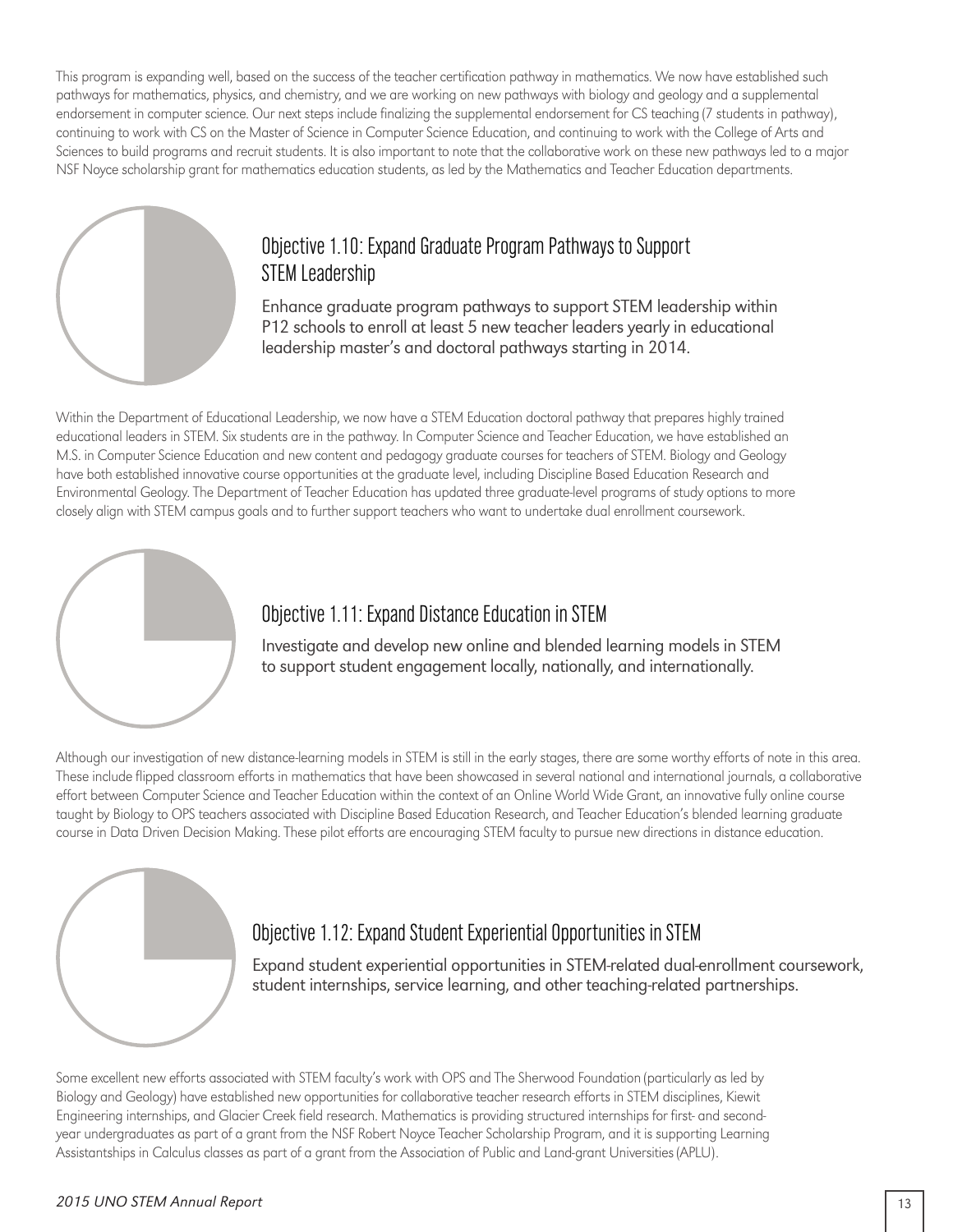This program is expanding well, based on the success of the teacher certification pathway in mathematics. We now have established such pathways for mathematics, physics, and chemistry, and we are working on new pathways with biology and geology and a supplemental endorsement in computer science. Our next steps include finalizing the supplemental endorsement for CS teaching (7 students in pathway), continuing to work with CS on the Master of Science in Computer Science Education, and continuing to work with the College of Arts and Sciences to build programs and recruit students. It is also important to note that the collaborative work on these new pathways led to a major NSF Noyce scholarship grant for mathematics education students, as led by the Mathematics and Teacher Education departments.

## Objective 1.10: Expand Graduate Program Pathways to Support STEM Leadership

Enhance graduate program pathways to support STEM leadership within P12 schools to enroll at least 5 new teacher leaders yearly in educational leadership master's and doctoral pathways starting in 2014.

Within the Department of Educational Leadership, we now have a STEM Education doctoral pathway that prepares highly trained educational leaders in STEM. Six students are in the pathway. In Computer Science and Teacher Education, we have established an M.S. in Computer Science Education and new content and pedagogy graduate courses for teachers of STEM. Biology and Geology have both established innovative course opportunities at the graduate level, including Discipline Based Education Research and Environmental Geology. The Department of Teacher Education has updated three graduate-level programs of study options to more closely align with STEM campus goals and to further support teachers who want to undertake dual enrollment coursework.

## Objective 1.11: Expand Distance Education in STEM

Investigate and develop new online and blended learning models in STEM to support student engagement locally, nationally, and internationally.

Although our investigation of new distance-learning models in STEM is still in the early stages, there are some worthy efforts of note in this area. These include flipped classroom efforts in mathematics that have been showcased in several national and international journals, a collaborative effort between Computer Science and Teacher Education within the context of an Online World Wide Grant, an innovative fully online course taught by Biology to OPS teachers associated with Discipline Based Education Research, and Teacher Education's blended learning graduate course in Data Driven Decision Making. These pilot efforts are encouraging STEM faculty to pursue new directions in distance education.

## Objective 1.12: Expand Student Experiential Opportunities in STEM

Expand student experiential opportunities in STEM-related dual-enrollment coursework, student internships, service learning, and other teaching-related partnerships.

Some excellent new efforts associated with STEM faculty's work with OPS and The Sherwood Foundation (particularly as led by Biology and Geology) have established new opportunities for collaborative teacher research efforts in STEM disciplines, Kiewit Engineering internships, and Glacier Creek field research. Mathematics is providing structured internships for first- and second-year undergraduates as part of a grant from the NSF Robert Noyce Teacher Scholarship Program, and it is supporting Learning Assistantships in Calculus classes as part of a grant from the Association of Public and Land-grant Universities (APLU).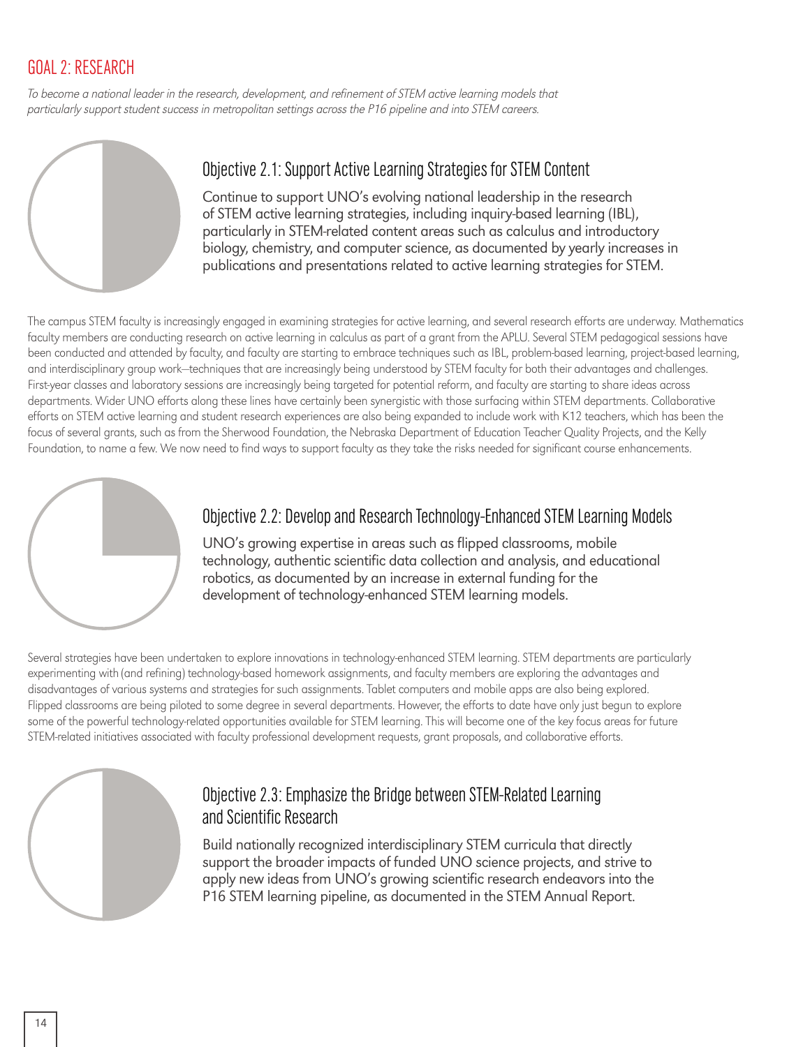## GOAL 2: RESEARCH

*To become a national leader in the research, development, and refinement of STEM active learning models that particularly support student success in metropolitan settings across the P16 pipeline and into STEM careers.*

### Objective 2.1: Support Active Learning Strategies for STEM Content

Continue to support UNO's evolving national leadership in the research of STEM active learning strategies, including inquiry-based learning (IBL), particularly in STEM-related content areas such as calculus and introductory biology, chemistry, and computer science, as documented by yearly increases in publications and presentations related to active learning strategies for STEM.

The campus STEM faculty is increasingly engaged in examining strategies for active learning, and several research efforts are underway. Mathematics faculty members are conducting research on active learning in calculus as part of a grant from the APLU. Several STEM pedagogical sessions have been conducted and attended by faculty, and faculty are starting to embrace techniques such as IBL, problem-based learning, project-based learning, and interdisciplinary group work—techniques that are increasingly being understood by STEM faculty for both their advantages and challenges. First-year classes and laboratory sessions are increasingly being targeted for potential reform, and faculty are starting to share ideas across departments. Wider UNO efforts along these lines have certainly been synergistic with those surfacing within STEM departments. Collaborative efforts on STEM active learning and student research experiences are also being expanded to include work with K12 teachers, which has been the focus of several grants, such as from the Sherwood Foundation, the Nebraska Department of Education Teacher Quality Projects, and the Kelly Foundation, to name a few. We now need to find ways to support faculty as they take the risks needed for significant course enhancements.

### Objective 2.2: Develop and Research Technology-Enhanced STEM Learning Models

UNO's growing expertise in areas such as flipped classrooms, mobile technology, authentic scientific data collection and analysis, and educational robotics, as documented by an increase in external funding for the development of technology-enhanced STEM learning models.

Several strategies have been undertaken to explore innovations in technology-enhanced STEM learning. STEM departments are particularly experimenting with (and refining) technology-based homework assignments, and faculty members are exploring the advantages and disadvantages of various systems and strategies for such assignments. Tablet computers and mobile apps are also being explored. Flipped classrooms are being piloted to some degree in several departments. However, the efforts to date have only just begun to explore some of the powerful technology-related opportunities available for STEM learning. This will become one of the key focus areas for future STEM-related initiatives associated with faculty professional development requests, grant proposals, and collaborative efforts.

### Objective 2.3: Emphasize the Bridge between STEM-Related Learning and Scientific Research

Build nationally recognized interdisciplinary STEM curricula that directly support the broader impacts of funded UNO science projects, and strive to apply new ideas from UNO's growing scientific research endeavors into the P16 STEM learning pipeline, as documented in the STEM Annual Report.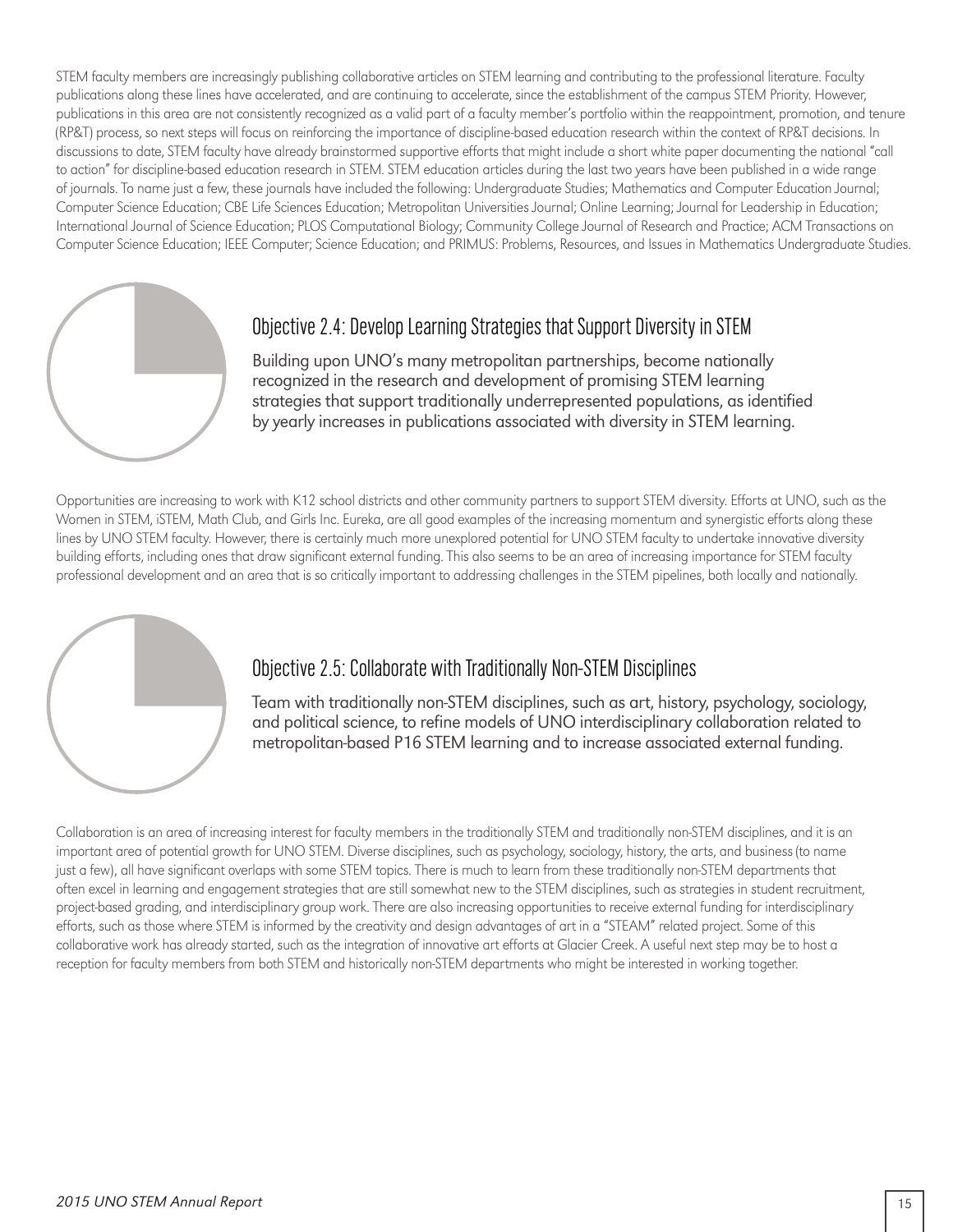STEM faculty members are increasingly publishing collaborative articles on STEM learning and contributing to the professional literature. Faculty publications along these lines have accelerated, and are continuing to accelerate, since the establishment of the campus STEM Priority. However, publications in this area are not consistently recognized as a valid part of a faculty member's portfolio within the reappointment, promotion, and tenure (RP&T) process, so next steps will focus on reinforcing the importance of discipline-based education research within the context of RP&T decisions. In discussions to date, STEM faculty have already brainstormed supportive efforts that might include a short white paper documenting the national "call to action" for discipline-based education research in STEM. STEM education articles during the last two years have been published in a wide range of journals. To name just a few, these journals have included the following: Undergraduate Studies; Mathematics and Computer Education Journal; Computer Science Education; CBE Life Sciences Education; Metropolitan Universities Journal; Online Learning; Journal for Leadership in Education; International Journal of Science Education; PLOS Computational Biology; Community College Journal of Research and Practice; ACM Transactions on Computer Science Education; IEEE Computer; Science Education; and PRIMUS: Problems, Resources, and Issues in Mathematics Undergraduate Studies.

## Objective 2.4: Develop Learning Strategies that Support Diversity in STEM

Building upon UNO's many metropolitan partnerships, become nationally recognized in the research and development of promising STEM learning strategies that support traditionally underrepresented populations, as identified by yearly increases in publications associated with diversity in STEM learning.

Opportunities are increasing to work with K12 school districts and other community partners to support STEM diversity. Efforts at UNO, such as the Women in STEM, iSTEM, Math Club, and Girls Inc. Eureka, are all good examples of the increasing momentum and synergistic efforts along these lines by UNO STEM faculty. However, there is certainly much more unexplored potential for UNO STEM faculty to undertake innovative diversity building efforts, including ones that draw significant external funding. This also seems to be an area of increasing importance for STEM faculty professional development and an area that is so critically important to addressing challenges in the STEM pipelines, both locally and nationally.

## Objective 2.5: Collaborate with Traditionally Non-STEM Disciplines

Team with traditionally non-STEM disciplines, such as art, history, psychology, sociology, and political science, to refine models of UNO interdisciplinary collaboration related to metropolitan-based P16 STEM learning and to increase associated external funding.

Collaboration is an area of increasing interest for faculty members in the traditionally STEM and traditionally non-STEM disciplines, and it is an important area of potential growth for UNO STEM. Diverse disciplines, such as psychology, sociology, history, the arts, and business (to name just a few), all have significant overlaps with some STEM topics. There is much to learn from these traditionally non-STEM departments that often excel in learning and engagement strategies that are still somewhat new to the STEM disciplines, such as strategies in student recruitment, project-based grading, and interdisciplinary group work. There are also increasing opportunities to receive external funding for interdisciplinary efforts, such as those where STEM is informed by the creativity and design advantages of art in a "STEAM" related project. Some of this collaborative work has already started, such as the integration of innovative art efforts at Glacier Creek. A useful next step may be to host a reception for faculty members from both STEM and historically non-STEM departments who might be interested in working together.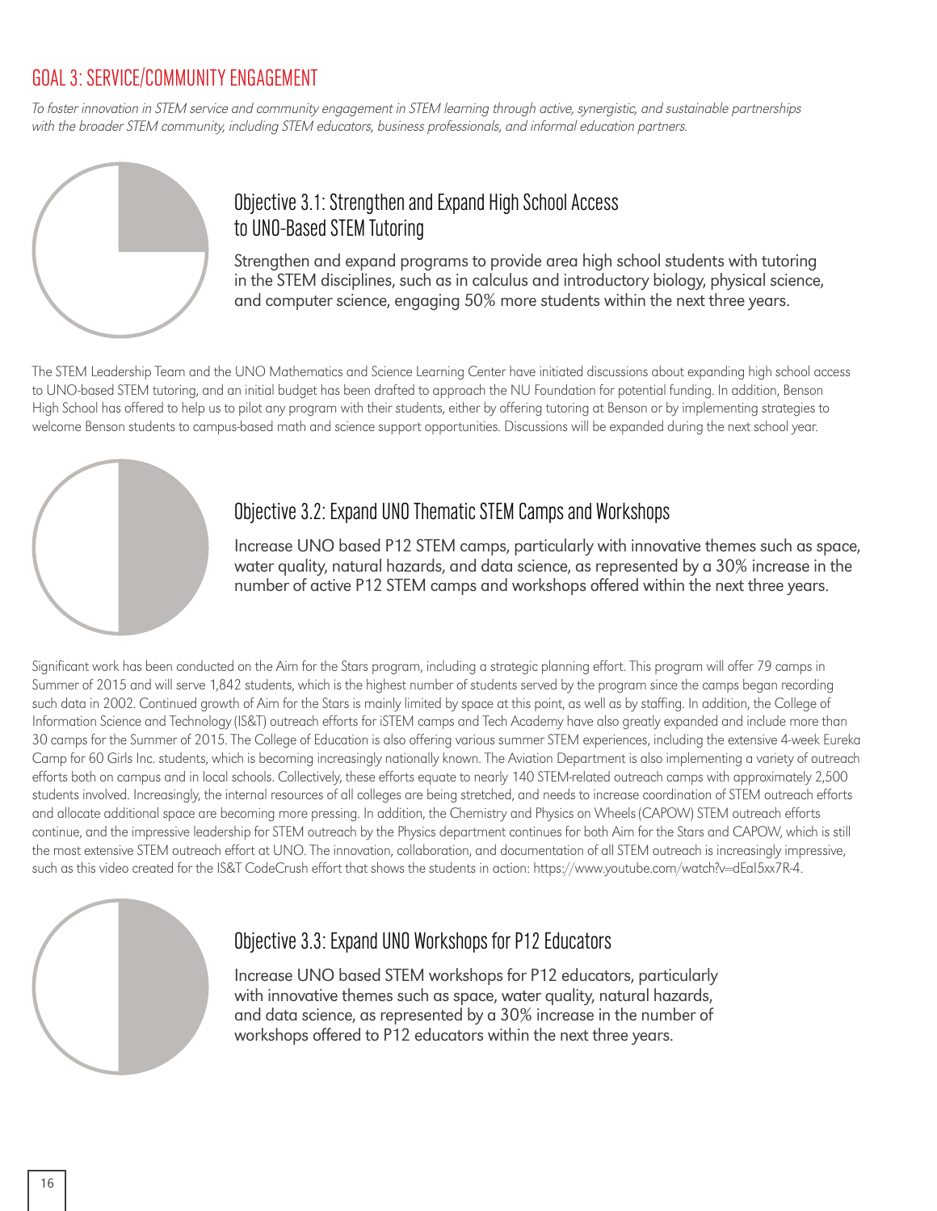## GOAL 3: SERVICE/COMMUNITY ENGAGEMENT

*To foster innovation in STEM service and community engagement in STEM learning through active, synergistic, and sustainable partnerships with the broader STEM community, including STEM educators, business professionals, and informal education partners.*

### Objective 3.1: Strengthen and Expand High School Access to UNO-Based STEM Tutoring

Strengthen and expand programs to provide area high school students with tutoring in the STEM disciplines, such as in calculus and introductory biology, physical science, and computer science, engaging 50% more students within the next three years.

The STEM Leadership Team and the UNO Mathematics and Science Learning Center have initiated discussions about expanding high school access to UNO-based STEM tutoring, and an initial budget has been drafted to approach the NU Foundation for potential funding. In addition, Benson High School has offered to help us to pilot any program with their students, either by offering tutoring at Benson or by implementing strategies to welcome Benson students to campus-based math and science support opportunities. Discussions will be expanded during the next school year.

### Objective 3.2: Expand UNO Thematic STEM Camps and Workshops

Increase UNO based P12 STEM camps, particularly with innovative themes such as space, water quality, natural hazards, and data science, as represented by a 30% increase in the number of active P12 STEM camps and workshops offered within the next three years.

Significant work has been conducted on the Aim for the Stars program, including a strategic planning effort. This program will offer 79 camps in Summer of 2015 and will serve 1,842 students, which is the highest number of students served by the program since the camps began recording such data in 2002. Continued growth of Aim for the Stars is mainly limited by space at this point, as well as by staffing. In addition, the College of Information Science and Technology (IS&T) outreach efforts for iSTEM camps and Tech Academy have also greatly expanded and include more than 30 camps for the Summer of 2015. The College of Education is also offering various summer STEM experiences, including the extensive 4-week Eureka Camp for 60 Girls Inc. students, which is becoming increasingly nationally known. The Aviation Department is also implementing a variety of outreach efforts both on campus and in local schools. Collectively, these efforts equate to nearly 140 STEM-related outreach camps with approximately 2,500 students involved. Increasingly, the internal resources of all colleges are being stretched, and needs to increase coordination of STEM outreach efforts and allocate additional space are becoming more pressing. In addition, the Chemistry and Physics on Wheels (CAPOW) STEM outreach efforts continue, and the impressive leadership for STEM outreach by the Physics department continues for both Aim for the Stars and CAPOW, which is still the most extensive STEM outreach effort at UNO. The innovation, collaboration, and documentation of all STEM outreach is increasingly impressive, such as this video created for the IS&T CodeCrush effort that shows the students in action: https://www.youtube.com/watch?v=dEaI5xx7R-4.

### Objective 3.3: Expand UNO Workshops for P12 Educators

Increase UNO based STEM workshops for P12 educators, particularly with innovative themes such as space, water quality, natural hazards, and data science, as represented by a 30% increase in the number of workshops offered to P12 educators within the next three years.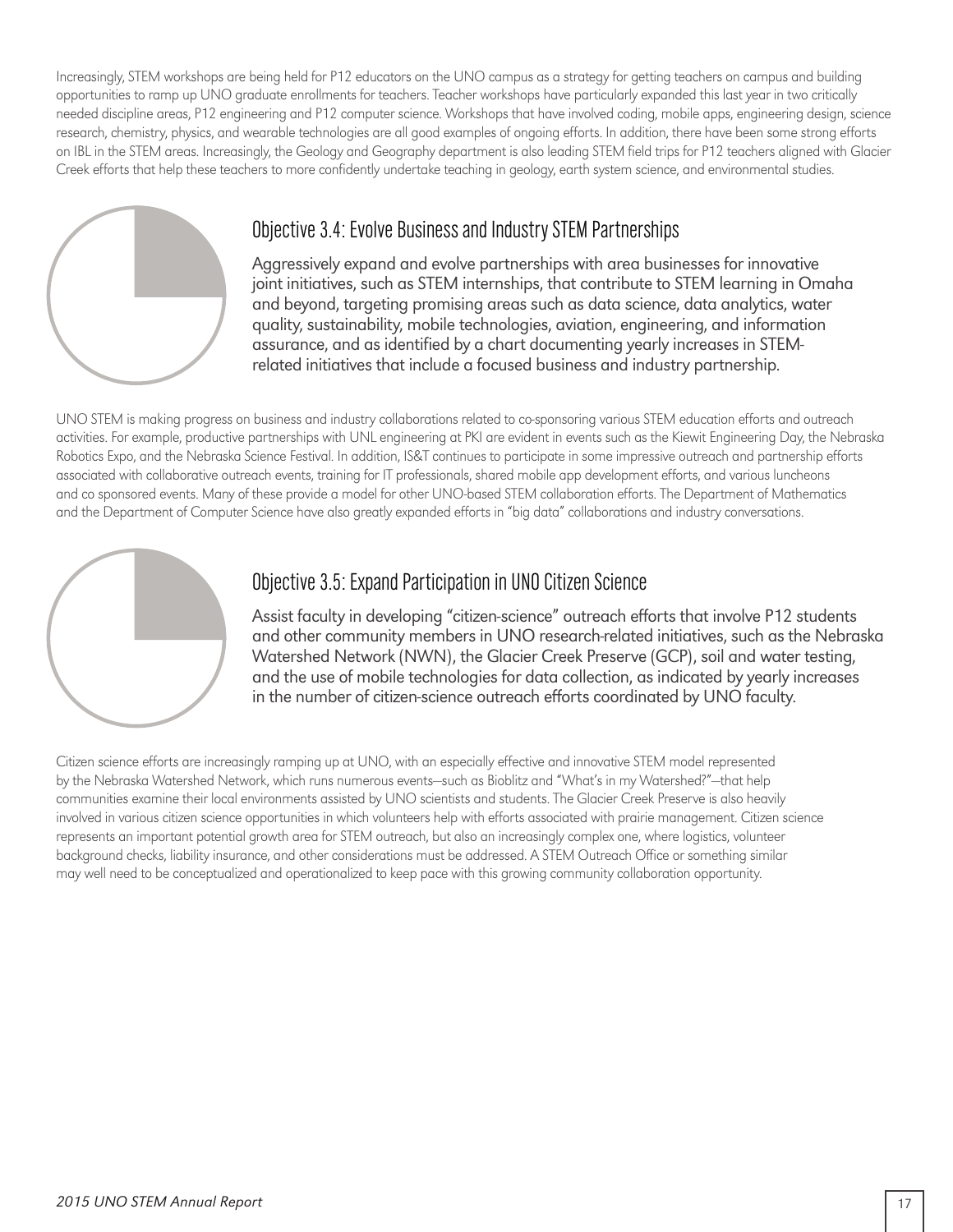Increasingly, STEM workshops are being held for P12 educators on the UNO campus as a strategy for getting teachers on campus and building opportunities to ramp up UNO graduate enrollments for teachers. Teacher workshops have particularly expanded this last year in two critically needed discipline areas, P12 engineering and P12 computer science. Workshops that have involved coding, mobile apps, engineering design, science research, chemistry, physics, and wearable technologies are all good examples of ongoing efforts. In addition, there have been some strong efforts on IBL in the STEM areas. Increasingly, the Geology and Geography department is also leading STEM field trips for P12 teachers aligned with Glacier Creek efforts that help these teachers to more confidently undertake teaching in geology, earth system science, and environmental studies.

## Objective 3.4: Evolve Business and Industry STEM Partnerships

Aggressively expand and evolve partnerships with area businesses for innovative joint initiatives, such as STEM internships, that contribute to STEM learning in Omaha and beyond, targeting promising areas such as data science, data analytics, water quality, sustainability, mobile technologies, aviation, engineering, and information assurance, and as identified by a chart documenting yearly increases in STEM-related initiatives that include a focused business and industry partnership.

UNO STEM is making progress on business and industry collaborations related to co-sponsoring various STEM education efforts and outreach activities. For example, productive partnerships with UNL engineering at PKI are evident in events such as the Kiewit Engineering Day, the Nebraska Robotics Expo, and the Nebraska Science Festival. In addition, IS&T continues to participate in some impressive outreach and partnership efforts associated with collaborative outreach events, training for IT professionals, shared mobile app development efforts, and various luncheons and co sponsored events. Many of these provide a model for other UNO-based STEM collaboration efforts. The Department of Mathematics and the Department of Computer Science have also greatly expanded efforts in "big data" collaborations and industry conversations.

## Objective 3.5: Expand Participation in UNO Citizen Science

Assist faculty in developing "citizen-science" outreach efforts that involve P12 students and other community members in UNO research-related initiatives, such as the Nebraska Watershed Network (NWN), the Glacier Creek Preserve (GCP), soil and water testing, and the use of mobile technologies for data collection, as indicated by yearly increases in the number of citizen-science outreach efforts coordinated by UNO faculty.

Citizen science efforts are increasingly ramping up at UNO, with an especially effective and innovative STEM model represented by the Nebraska Watershed Network, which runs numerous events—such as Bioblitz and "What's in my Watershed?"—that help communities examine their local environments assisted by UNO scientists and students. The Glacier Creek Preserve is also heavily involved in various citizen science opportunities in which volunteers help with efforts associated with prairie management. Citizen science represents an important potential growth area for STEM outreach, but also an increasingly complex one, where logistics, volunteer background checks, liability insurance, and other considerations must be addressed. A STEM Outreach Office or something similar may well need to be conceptualized and operationalized to keep pace with this growing community collaboration opportunity.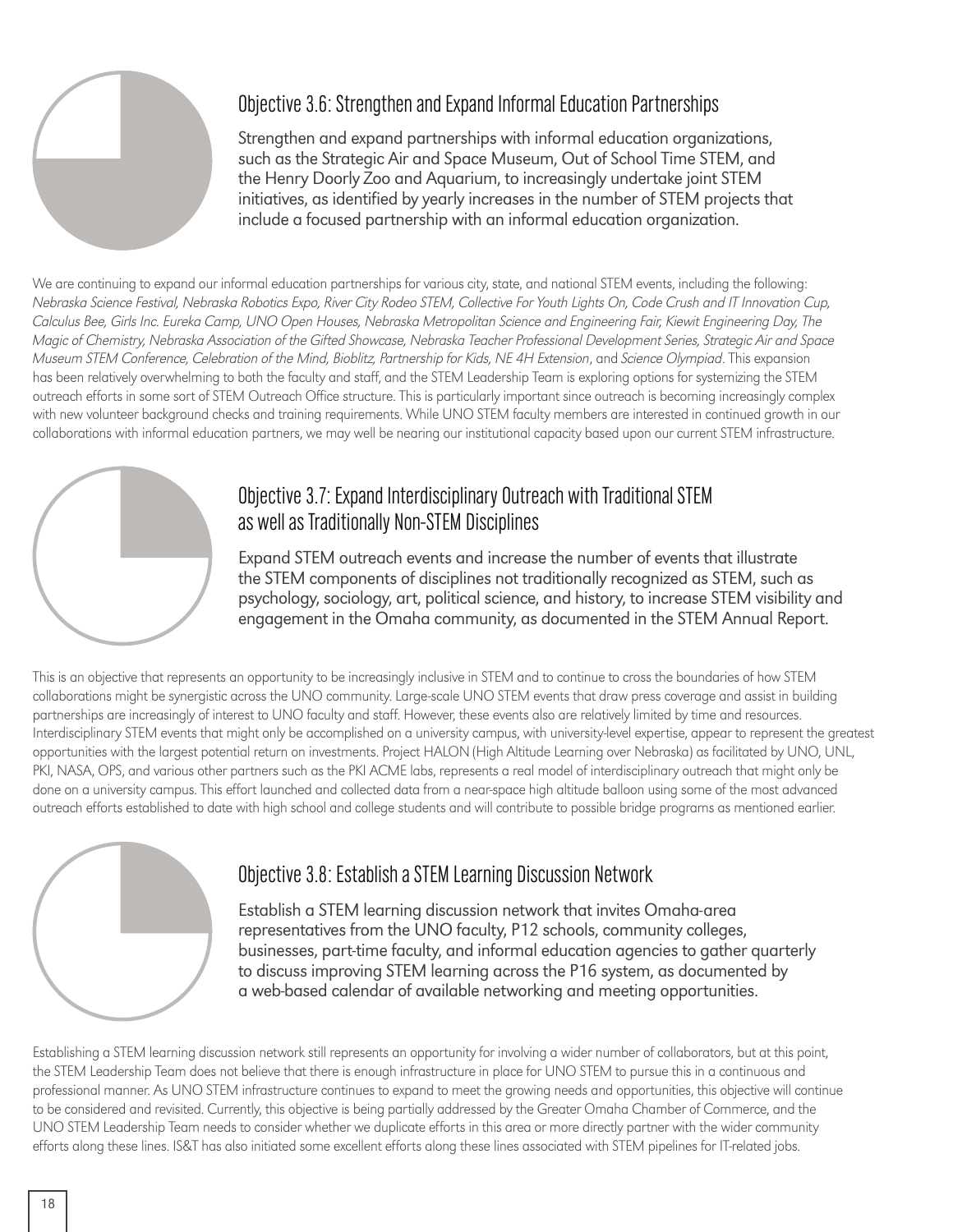## Objective 3.6: Strengthen and Expand Informal Education Partnerships

Strengthen and expand partnerships with informal education organizations, such as the Strategic Air and Space Museum, Out of School Time STEM, and the Henry Doorly Zoo and Aquarium, to increasingly undertake joint STEM initiatives, as identified by yearly increases in the number of STEM projects that include a focused partnership with an informal education organization.

We are continuing to expand our informal education partnerships for various city, state, and national STEM events, including the following: *Nebraska Science Festival, Nebraska Robotics Expo, River City Rodeo STEM, Collective For Youth Lights On, Code Crush and IT Innovation Cup, Calculus Bee, Girls Inc. Eureka Camp, UNO Open Houses, Nebraska Metropolitan Science and Engineering Fair, Kiewit Engineering Day, The Magic of Chemistry, Nebraska Association of the Gifted Showcase, Nebraska Teacher Professional Development Series, Strategic Air and Space Museum STEM Conference, Celebration of the Mind, Bioblitz, Partnership for Kids, NE 4H Extension*, and *Science Olympiad*. This expansion has been relatively overwhelming to both the faculty and staff, and the STEM Leadership Team is exploring options for systemizing the STEM outreach efforts in some sort of STEM Outreach Office structure. This is particularly important since outreach is becoming increasingly complex with new volunteer background checks and training requirements. While UNO STEM faculty members are interested in continued growth in our collaborations with informal education partners, we may well be nearing our institutional capacity based upon our current STEM infrastructure.

## Objective 3.7: Expand Interdisciplinary Outreach with Traditional STEM as well as Traditionally Non-STEM Disciplines

Expand STEM outreach events and increase the number of events that illustrate the STEM components of disciplines not traditionally recognized as STEM, such as psychology, sociology, art, political science, and history, to increase STEM visibility and engagement in the Omaha community, as documented in the STEM Annual Report.

This is an objective that represents an opportunity to be increasingly inclusive in STEM and to continue to cross the boundaries of how STEM collaborations might be synergistic across the UNO community. Large-scale UNO STEM events that draw press coverage and assist in building partnerships are increasingly of interest to UNO faculty and staff. However, these events also are relatively limited by time and resources. Interdisciplinary STEM events that might only be accomplished on a university campus, with university-level expertise, appear to represent the greatest opportunities with the largest potential return on investments. Project HALON (High Altitude Learning over Nebraska) as facilitated by UNO, UNL, PKI, NASA, OPS, and various other partners such as the PKI ACME labs, represents a real model of interdisciplinary outreach that might only be done on a university campus. This effort launched and collected data from a near-space high altitude balloon using some of the most advanced outreach efforts established to date with high school and college students and will contribute to possible bridge programs as mentioned earlier.

## Objective 3.8: Establish a STEM Learning Discussion Network

Establish a STEM learning discussion network that invites Omaha-area representatives from the UNO faculty, P12 schools, community colleges, businesses, part-time faculty, and informal education agencies to gather quarterly to discuss improving STEM learning across the P16 system, as documented by a web-based calendar of available networking and meeting opportunities.

Establishing a STEM learning discussion network still represents an opportunity for involving a wider number of collaborators, but at this point, the STEM Leadership Team does not believe that there is enough infrastructure in place for UNO STEM to pursue this in a continuous and professional manner. As UNO STEM infrastructure continues to expand to meet the growing needs and opportunities, this objective will continue to be considered and revisited. Currently, this objective is being partially addressed by the Greater Omaha Chamber of Commerce, and the UNO STEM Leadership Team needs to consider whether we duplicate efforts in this area or more directly partner with the wider community efforts along these lines. IS&T has also initiated some excellent efforts along these lines associated with STEM pipelines for IT-related jobs.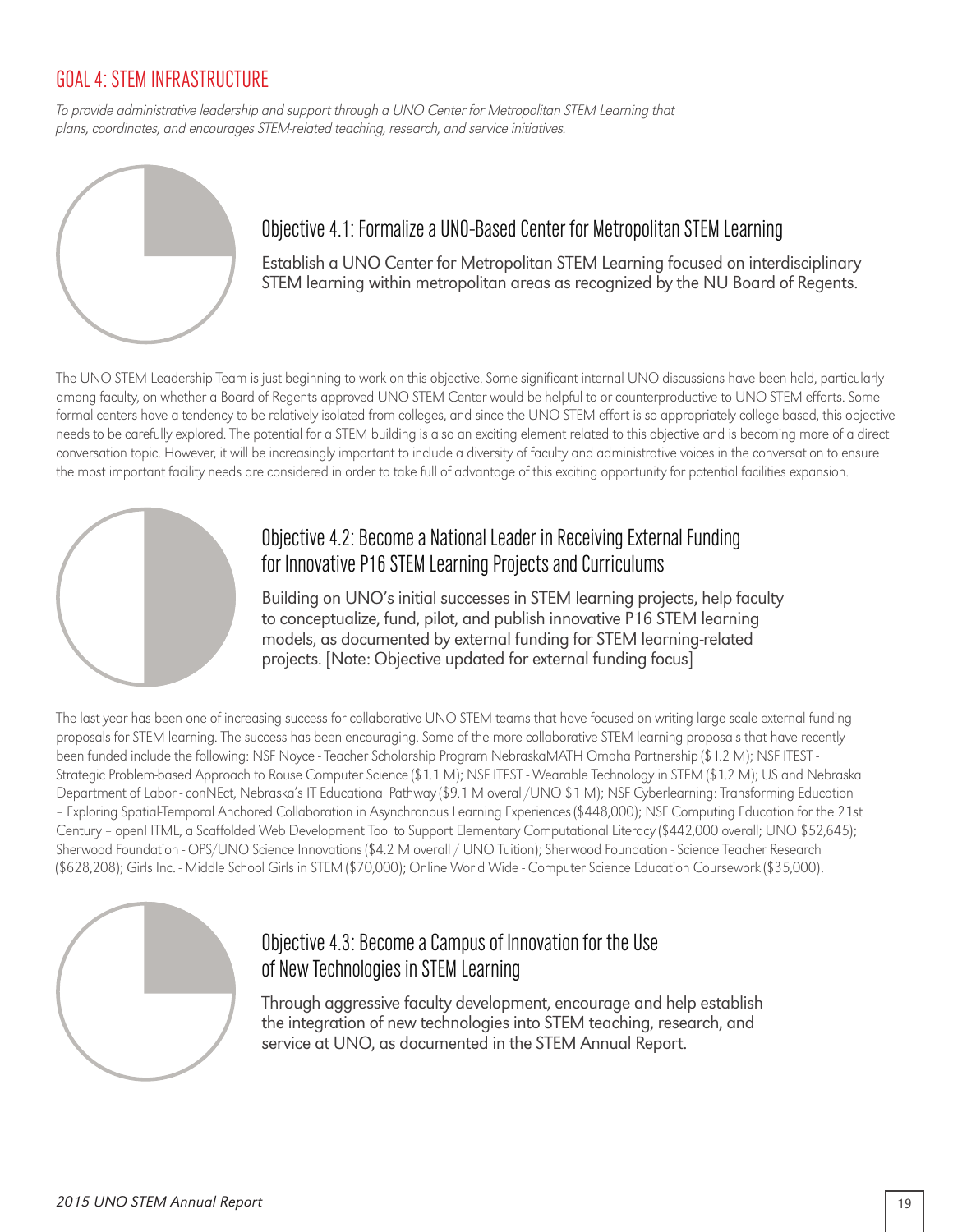## GOAL 4: STEM INFRASTRUCTURE

*To provide administrative leadership and support through a UNO Center for Metropolitan STEM Learning that plans, coordinates, and encourages STEM-related teaching, research, and service initiatives.*

### Objective 4.1: Formalize a UNO-Based Center for Metropolitan STEM Learning

Establish a UNO Center for Metropolitan STEM Learning focused on interdisciplinary STEM learning within metropolitan areas as recognized by the NU Board of Regents.

The UNO STEM Leadership Team is just beginning to work on this objective. Some significant internal UNO discussions have been held, particularly among faculty, on whether a Board of Regents approved UNO STEM Center would be helpful to or counterproductive to UNO STEM efforts. Some formal centers have a tendency to be relatively isolated from colleges, and since the UNO STEM effort is so appropriately college-based, this objective needs to be carefully explored. The potential for a STEM building is also an exciting element related to this objective and is becoming more of a direct conversation topic. However, it will be increasingly important to include a diversity of faculty and administrative voices in the conversation to ensure the most important facility needs are considered in order to take full of advantage of this exciting opportunity for potential facilities expansion.

### Objective 4.2: Become a National Leader in Receiving External Funding for Innovative P16 STEM Learning Projects and Curriculums

Building on UNO's initial successes in STEM learning projects, help faculty to conceptualize, fund, pilot, and publish innovative P16 STEM learning models, as documented by external funding for STEM learning-related projects. [Note: Objective updated for external funding focus]

The last year has been one of increasing success for collaborative UNO STEM teams that have focused on writing large-scale external funding proposals for STEM learning. The success has been encouraging. Some of the more collaborative STEM learning proposals that have recently been funded include the following: NSF Noyce - Teacher Scholarship Program NebraskaMATH Omaha Partnership ($1.2 M); NSF ITEST - Strategic Problem-based Approach to Rouse Computer Science ($1.1 M); NSF ITEST - Wearable Technology in STEM ($1.2 M); US and Nebraska Department of Labor - conNEct, Nebraska's IT Educational Pathway ($9.1 M overall/UNO $1 M); NSF Cyberlearning: Transforming Education – Exploring Spatial-Temporal Anchored Collaboration in Asynchronous Learning Experiences ($448,000); NSF Computing Education for the 21st Century – openHTML, a Scaffolded Web Development Tool to Support Elementary Computational Literacy ($442,000 overall; UNO $52,645); Sherwood Foundation - OPS/UNO Science Innovations ($4.2 M overall / UNO Tuition); Sherwood Foundation - Science Teacher Research ($628,208); Girls Inc. - Middle School Girls in STEM ($70,000); Online World Wide - Computer Science Education Coursework ($35,000).

### Objective 4.3: Become a Campus of Innovation for the Use of New Technologies in STEM Learning

Through aggressive faculty development, encourage and help establish the integration of new technologies into STEM teaching, research, and service at UNO, as documented in the STEM Annual Report.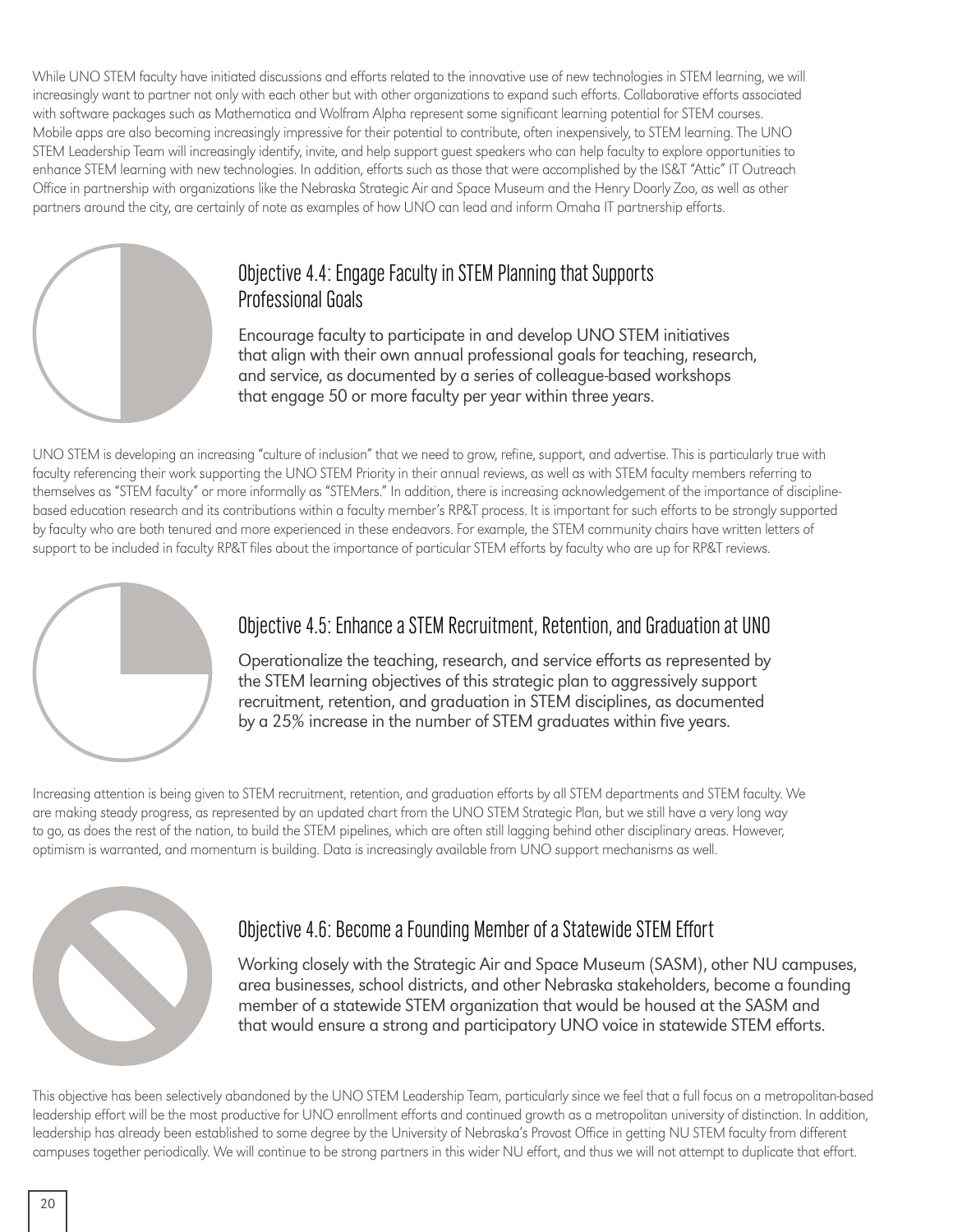While UNO STEM faculty have initiated discussions and efforts related to the innovative use of new technologies in STEM learning, we will increasingly want to partner not only with each other but with other organizations to expand such efforts. Collaborative efforts associated with software packages such as Mathematica and Wolfram Alpha represent some significant learning potential for STEM courses. Mobile apps are also becoming increasingly impressive for their potential to contribute, often inexpensively, to STEM learning. The UNO STEM Leadership Team will increasingly identify, invite, and help support guest speakers who can help faculty to explore opportunities to enhance STEM learning with new technologies. In addition, efforts such as those that were accomplished by the IS&T "Attic" IT Outreach Office in partnership with organizations like the Nebraska Strategic Air and Space Museum and the Henry Doorly Zoo, as well as other partners around the city, are certainly of note as examples of how UNO can lead and inform Omaha IT partnership efforts.

## Objective 4.4: Engage Faculty in STEM Planning that Supports Professional Goals

Encourage faculty to participate in and develop UNO STEM initiatives that align with their own annual professional goals for teaching, research, and service, as documented by a series of colleague-based workshops that engage 50 or more faculty per year within three years.

UNO STEM is developing an increasing "culture of inclusion" that we need to grow, refine, support, and advertise. This is particularly true with faculty referencing their work supporting the UNO STEM Priority in their annual reviews, as well as with STEM faculty members referring to themselves as "STEM faculty" or more informally as "STEMers." In addition, there is increasing acknowledgement of the importance of discipline-based education research and its contributions within a faculty member's RP&T process. It is important for such efforts to be strongly supported by faculty who are both tenured and more experienced in these endeavors. For example, the STEM community chairs have written letters of support to be included in faculty RP&T files about the importance of particular STEM efforts by faculty who are up for RP&T reviews.

## Objective 4.5: Enhance a STEM Recruitment, Retention, and Graduation at UNO

Operationalize the teaching, research, and service efforts as represented by the STEM learning objectives of this strategic plan to aggressively support recruitment, retention, and graduation in STEM disciplines, as documented by a 25% increase in the number of STEM graduates within five years.

Increasing attention is being given to STEM recruitment, retention, and graduation efforts by all STEM departments and STEM faculty. We are making steady progress, as represented by an updated chart from the UNO STEM Strategic Plan, but we still have a very long way to go, as does the rest of the nation, to build the STEM pipelines, which are often still lagging behind other disciplinary areas. However, optimism is warranted, and momentum is building. Data is increasingly available from UNO support mechanisms as well.

## Objective 4.6: Become a Founding Member of a Statewide STEM Effort

Working closely with the Strategic Air and Space Museum (SASM), other NU campuses, area businesses, school districts, and other Nebraska stakeholders, become a founding member of a statewide STEM organization that would be housed at the SASM and that would ensure a strong and participatory UNO voice in statewide STEM efforts.

This objective has been selectively abandoned by the UNO STEM Leadership Team, particularly since we feel that a full focus on a metropolitan-based leadership effort will be the most productive for UNO enrollment efforts and continued growth as a metropolitan university of distinction. In addition, leadership has already been established to some degree by the University of Nebraska's Provost Office in getting NU STEM faculty from different campuses together periodically. We will continue to be strong partners in this wider NU effort, and thus we will not attempt to duplicate that effort.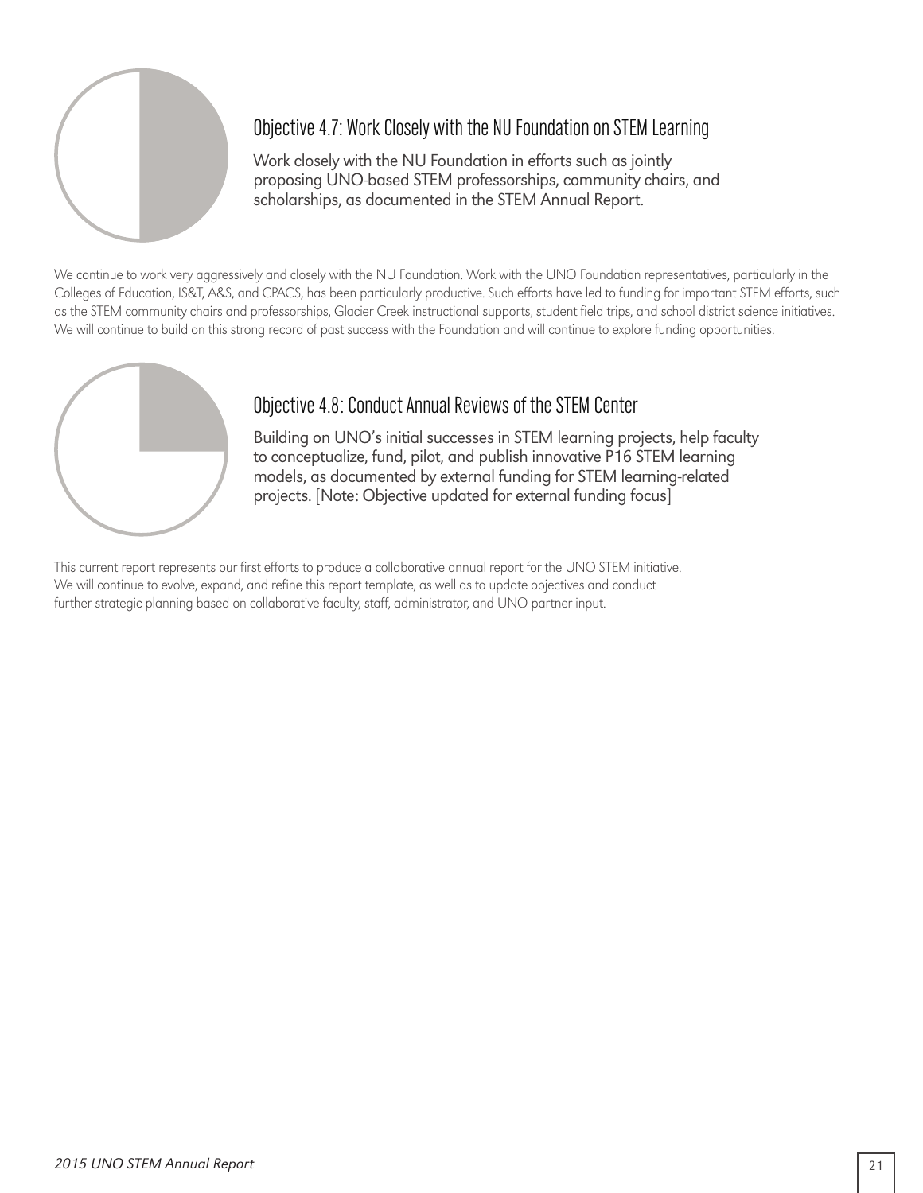### Objective 4.7: Work Closely with the NU Foundation on STEM Learning

Work closely with the NU Foundation in efforts such as jointly proposing UNO-based STEM professorships, community chairs, and scholarships, as documented in the STEM Annual Report.

We continue to work very aggressively and closely with the NU Foundation. Work with the UNO Foundation representatives, particularly in the Colleges of Education, IS&T, A&S, and CPACS, has been particularly productive. Such efforts have led to funding for important STEM efforts, such as the STEM community chairs and professorships, Glacier Creek instructional supports, student field trips, and school district science initiatives. We will continue to build on this strong record of past success with the Foundation and will continue to explore funding opportunities.

### Objective 4.8: Conduct Annual Reviews of the STEM Center

Building on UNO's initial successes in STEM learning projects, help faculty to conceptualize, fund, pilot, and publish innovative P16 STEM learning models, as documented by external funding for STEM learning-related projects. [Note: Objective updated for external funding focus]

This current report represents our first efforts to produce a collaborative annual report for the UNO STEM initiative. We will continue to evolve, expand, and refine this report template, as well as to update objectives and conduct further strategic planning based on collaborative faculty, staff, administrator, and UNO partner input.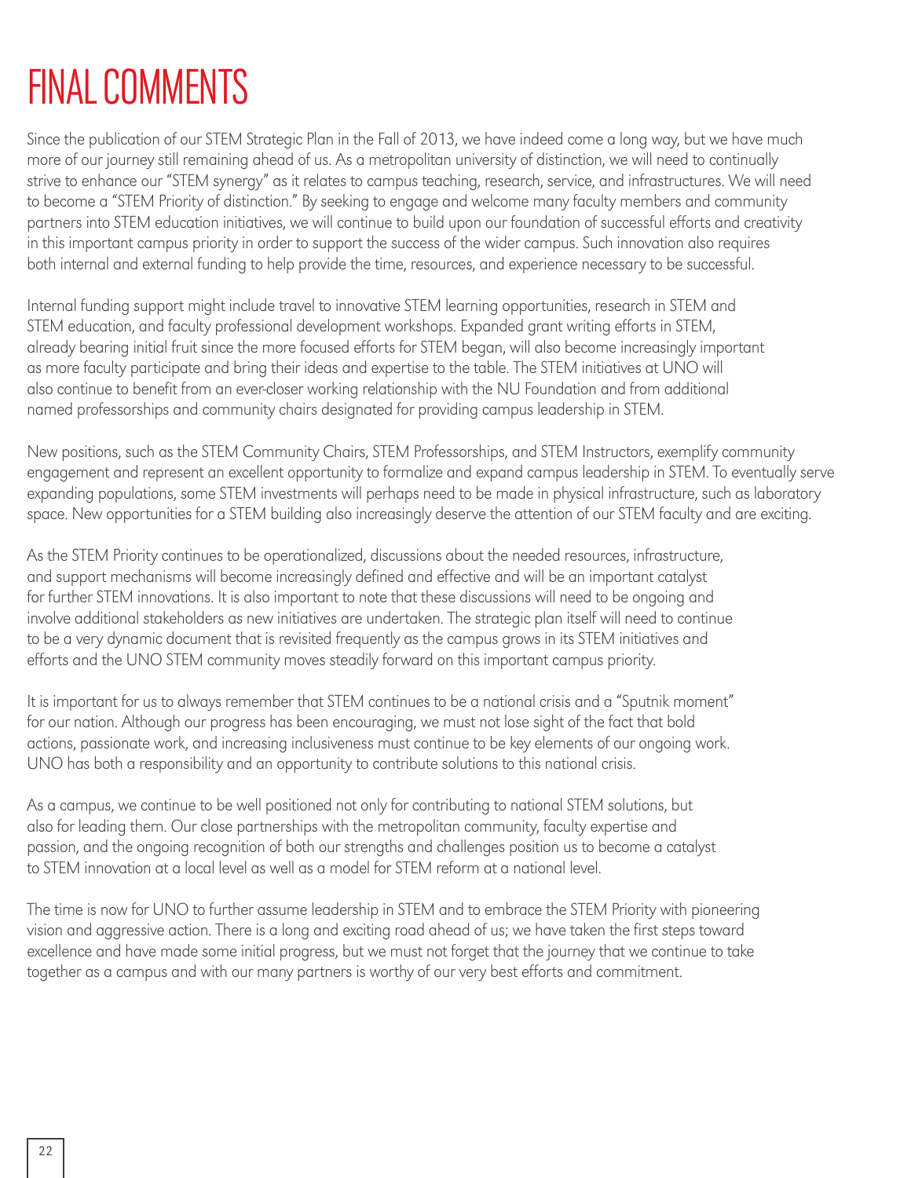# FINAL COMMENTS

Since the publication of our STEM Strategic Plan in the Fall of 2013, we have indeed come a long way, but we have much more of our journey still remaining ahead of us. As a metropolitan university of distinction, we will need to continually strive to enhance our "STEM synergy" as it relates to campus teaching, research, service, and infrastructures. We will need to become a "STEM Priority of distinction." By seeking to engage and welcome many faculty members and community partners into STEM education initiatives, we will continue to build upon our foundation of successful efforts and creativity in this important campus priority in order to support the success of the wider campus. Such innovation also requires both internal and external funding to help provide the time, resources, and experience necessary to be successful.

Internal funding support might include travel to innovative STEM learning opportunities, research in STEM and STEM education, and faculty professional development workshops. Expanded grant writing efforts in STEM, already bearing initial fruit since the more focused efforts for STEM began, will also become increasingly important as more faculty participate and bring their ideas and expertise to the table. The STEM initiatives at UNO will also continue to benefit from an ever-closer working relationship with the NU Foundation and from additional named professorships and community chairs designated for providing campus leadership in STEM.

New positions, such as the STEM Community Chairs, STEM Professorships, and STEM Instructors, exemplify community engagement and represent an excellent opportunity to formalize and expand campus leadership in STEM. To eventually serve expanding populations, some STEM investments will perhaps need to be made in physical infrastructure, such as laboratory space. New opportunities for a STEM building also increasingly deserve the attention of our STEM faculty and are exciting.

As the STEM Priority continues to be operationalized, discussions about the needed resources, infrastructure, and support mechanisms will become increasingly defined and effective and will be an important catalyst for further STEM innovations. It is also important to note that these discussions will need to be ongoing and involve additional stakeholders as new initiatives are undertaken. The strategic plan itself will need to continue to be a very dynamic document that is revisited frequently as the campus grows in its STEM initiatives and efforts and the UNO STEM community moves steadily forward on this important campus priority.

It is important for us to always remember that STEM continues to be a national crisis and a "Sputnik moment" for our nation. Although our progress has been encouraging, we must not lose sight of the fact that bold actions, passionate work, and increasing inclusiveness must continue to be key elements of our ongoing work. UNO has both a responsibility and an opportunity to contribute solutions to this national crisis.

As a campus, we continue to be well positioned not only for contributing to national STEM solutions, but also for leading them. Our close partnerships with the metropolitan community, faculty expertise and passion, and the ongoing recognition of both our strengths and challenges position us to become a catalyst to STEM innovation at a local level as well as a model for STEM reform at a national level.

The time is now for UNO to further assume leadership in STEM and to embrace the STEM Priority with pioneering vision and aggressive action. There is a long and exciting road ahead of us; we have taken the first steps toward excellence and have made some initial progress, but we must not forget that the journey that we continue to take together as a campus and with our many partners is worthy of our very best efforts and commitment.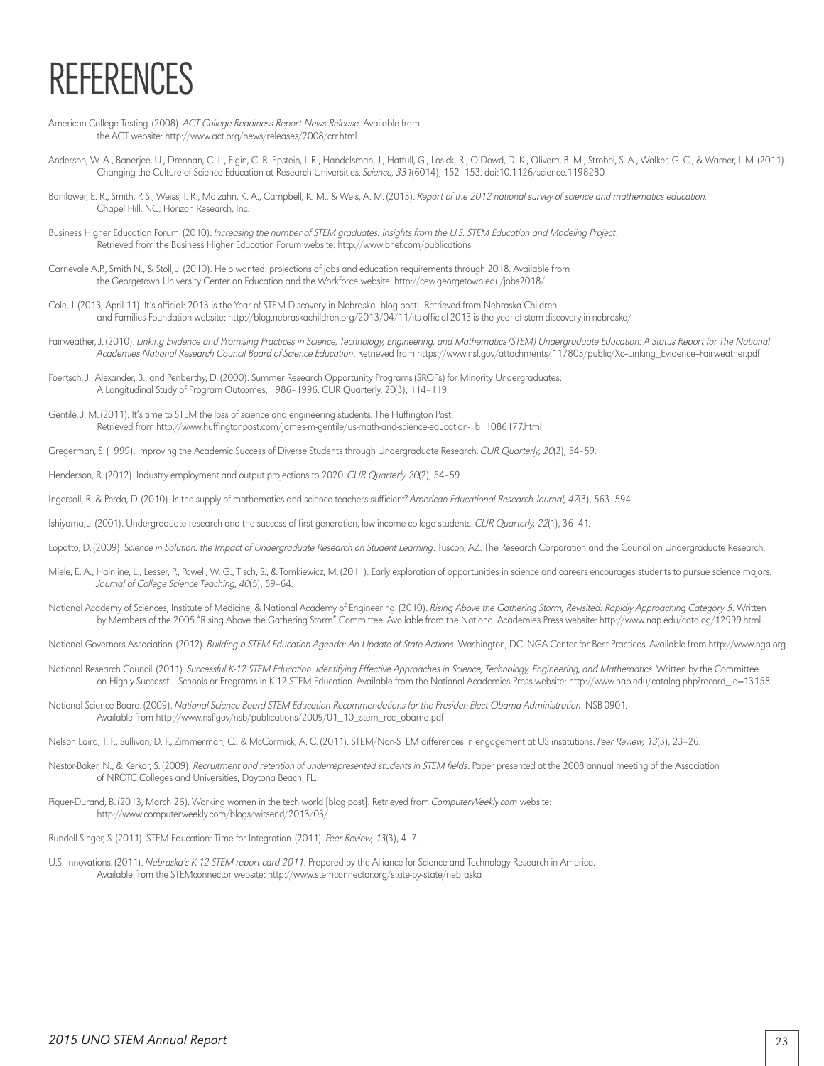# REFERENCES

American College Testing. (2008). *ACT College Readiness Report News Release*. Available from the ACT website: http://www.act.org/news/releases/2008/crr.html

Anderson, W. A., Banerjee, U., Drennan, C. L., Elgin, C. R. Epstein, I. R., Handelsman, J., Hatfull, G., Losick, R., O'Dowd, D. K., Olivera, B. M., Strobel, S. A., Walker, G. C., & Warner, I. M. (2011). Changing the Culture of Science Education at Research Universities. *Science, 331*(6014), 152–153. doi:10.1126/science.1198280

Banilower, E. R., Smith, P. S., Weiss, I. R., Malzahn, K. A., Campbell, K. M., & Weis, A. M. (2013). *Report of the 2012 national survey of science and mathematics education.* Chapel Hill, NC: Horizon Research, Inc.

Business Higher Education Forum. (2010). *Increasing the number of STEM graduates: Insights from the U.S. STEM Education and Modeling Project*. Retrieved from the Business Higher Education Forum website: http://www.bhef.com/publications

Carnevale A.P., Smith N., & Stoll, J. (2010). Help wanted: projections of jobs and education requirements through 2018. Available from the Georgetown University Center on Education and the Workforce website: http://cew.georgetown.edu/jobs2018/

Cole, J. (2013, April 11). It's official: 2013 is the Year of STEM Discovery in Nebraska [blog post]. Retrieved from Nebraska Children and Families Foundation website: http://blog.nebraskachildren.org/2013/04/11/its-official-2013-is-the-year-of-stem-discovery-in-nebraska/

Fairweather, J. (2010). *Linking Evidence and Promising Practices in Science, Technology, Engineering, and Mathematics (STEM) Undergraduate Education: A Status Report for The National Academies National Research Council Board of Science Education*. Retrieved from https://www.nsf.gov/attachments/117803/public/Xc–Linking_Evidence–Fairweather.pdf

Foertsch, J., Alexander, B., and Penberthy, D. (2000). Summer Research Opportunity Programs (SROPs) for Minority Undergraduates: A Longitudinal Study of Program Outcomes, 1986–1996. CUR Quarterly, 20(3), 114–119.

Gentile, J. M. (2011). It's time to STEM the loss of science and engineering students. The Huffington Post. Retrieved from http://www.huffingtonpost.com/james-m-gentile/us-math-and-science-education-_b_1086177.html

Gregerman, S. (1999). Improving the Academic Success of Diverse Students through Undergraduate Research. *CUR Quarterly, 20*(2), 54–59.

Henderson, R. (2012). Industry employment and output projections to 2020. *CUR Quarterly 20*(2), 54–59.

Ingersoll, R. & Perda, D. (2010). Is the supply of mathematics and science teachers sufficient? *American Educational Research Journal, 47*(3), 563–594.

Ishiyama, J. (2001). Undergraduate research and the success of first-generation, low-income college students. *CUR Quarterly, 22*(1), 36–41.

Lopatto, D. (2009). *Science in Solution: the Impact of Undergraduate Research on Student Learning*. Tuscon, AZ: The Research Corporation and the Council on Undergraduate Research.

Miele, E. A., Hainline, L., Lesser, P., Powell, W. G., Tisch, S., & Tomkiewicz, M. (2011). Early exploration of opportunities in science and careers encourages students to pursue science majors. *Journal of College Science Teaching, 40*(5), 59–64.

National Academy of Sciences, Institute of Medicine, & National Academy of Engineering. (2010). *Rising Above the Gathering Storm, Revisited: Rapidly Approaching Category 5*. Written by Members of the 2005 "Rising Above the Gathering Storm" Committee. Available from the National Academies Press website: http://www.nap.edu/catalog/12999.html

National Governors Association. (2012). *Building a STEM Education Agenda: An Update of State Actions*. Washington, DC: NGA Center for Best Practices. Available from http://www.nga.org

National Research Council. (2011). *Successful K-12 STEM Education: Identifying Effective Approaches in Science, Technology, Engineering, and Mathematics*. Written by the Committee on Highly Successful Schools or Programs in K-12 STEM Education. Available from the National Academies Press website: http://www.nap.edu/catalog.php?record_id=13158

National Science Board. (2009). *National Science Board STEM Education Recommendations for the Presiden-Elect Obama Administration*. NSB-0901. Available from http://www.nsf.gov/nsb/publications/2009/01_10_stem_rec_obama.pdf

Nelson Laird, T. F., Sullivan, D. F., Zimmerman, C., & McCormick, A. C. (2011). STEM/Non-STEM differences in engagement at US institutions. *Peer Review, 13*(3), 23–26.

Nestor-Baker, N., & Kerkor, S. (2009). *Recruitment and retention of underrepresented students in STEM fields*. Paper presented at the 2008 annual meeting of the Association of NROTC Colleges and Universities, Daytona Beach, FL.

Piquer-Durand, B. (2013, March 26). Working women in the tech world [blog post]. Retrieved from *ComputerWeekly.com* website: http://www.computerweekly.com/blogs/witsend/2013/03/

Rundell Singer, S. (2011). STEM Education: Time for Integration. (2011). *Peer Review, 13*(3), 4–7.

U.S. Innovations. (2011). *Nebraska's K-12 STEM report card 2011*. Prepared by the Alliance for Science and Technology Research in America. Available from the STEMconnector website: http://www.stemconnector.org/state-by-state/nebraska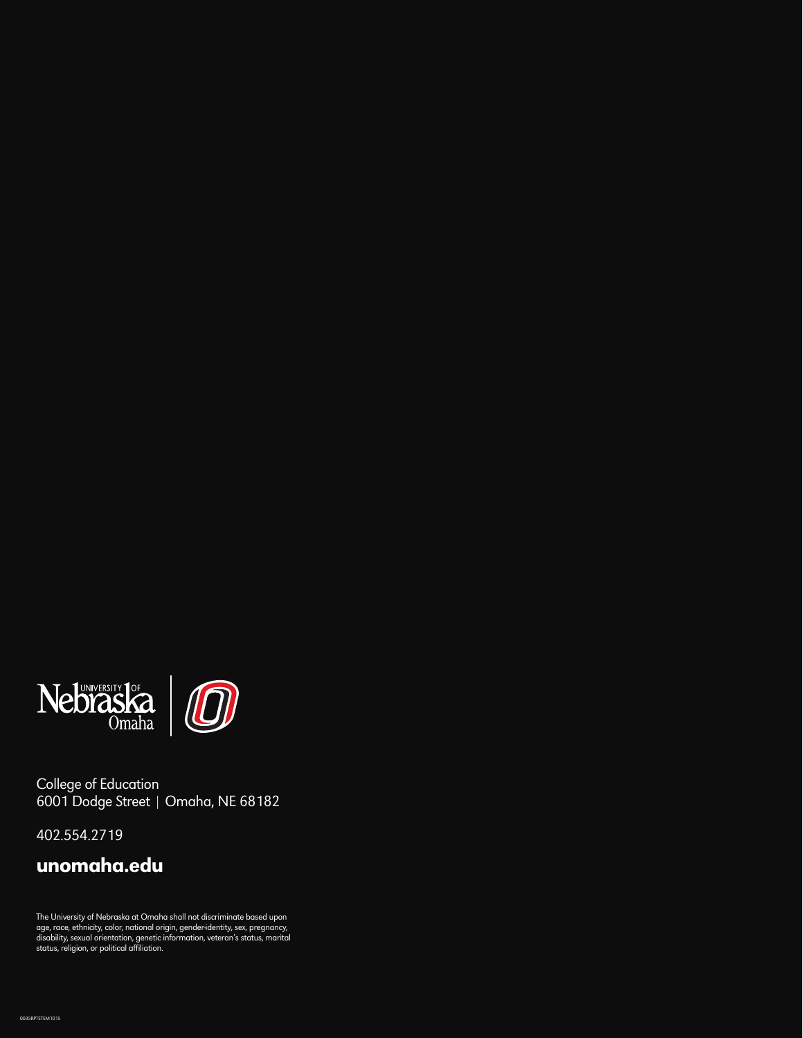College of Education
6001 Dodge Street | Omaha, NE 68182

402.554.2719

**unomaha.edu**

The University of Nebraska at Omaha shall not discriminate based upon age, race, ethnicity, color, national origin, gender-identity, sex, pregnancy, disability, sexual orientation, genetic information, veteran's status, marital status, religion, or political affiliation.

003SRPTSTEM1015